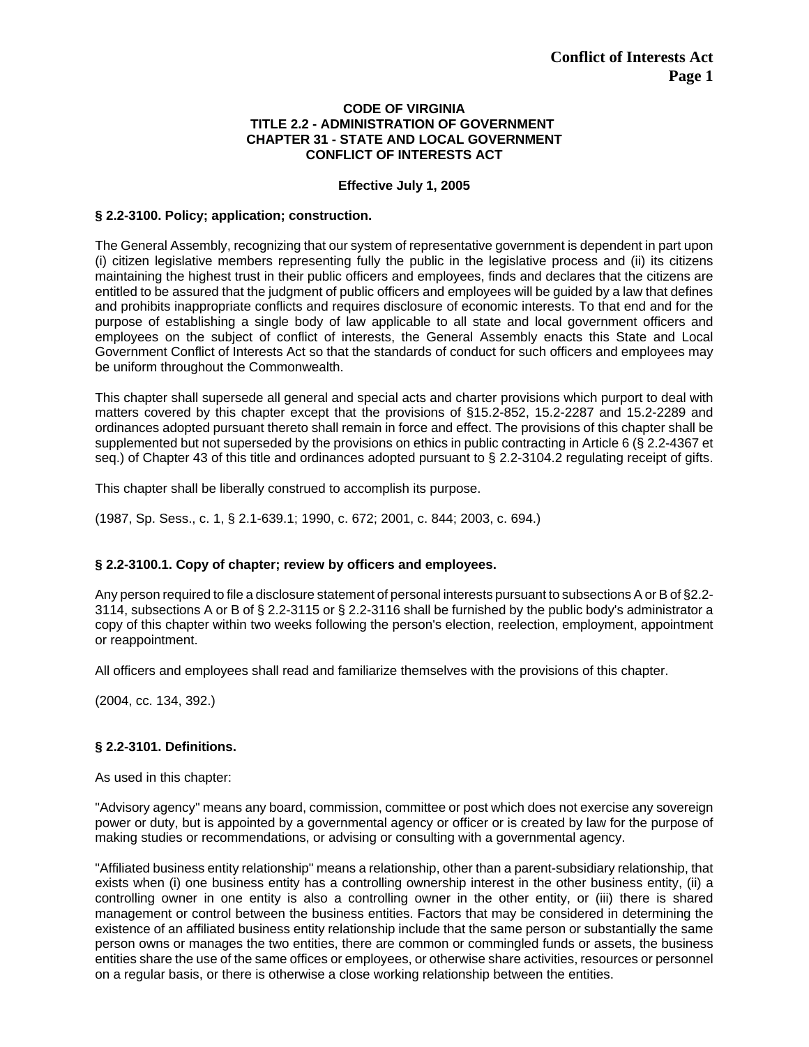**CODE OF VIRGINIA**
**TITLE 2.2 - ADMINISTRATION OF GOVERNMENT**
**CHAPTER 31 - STATE AND LOCAL GOVERNMENT**
**CONFLICT OF INTERESTS ACT**

**Effective July 1, 2005**

### § 2.2-3100. Policy; application; construction.

The General Assembly, recognizing that our system of representative government is dependent in part upon (i) citizen legislative members representing fully the public in the legislative process and (ii) its citizens maintaining the highest trust in their public officers and employees, finds and declares that the citizens are entitled to be assured that the judgment of public officers and employees will be guided by a law that defines and prohibits inappropriate conflicts and requires disclosure of economic interests. To that end and for the purpose of establishing a single body of law applicable to all state and local government officers and employees on the subject of conflict of interests, the General Assembly enacts this State and Local Government Conflict of Interests Act so that the standards of conduct for such officers and employees may be uniform throughout the Commonwealth.

This chapter shall supersede all general and special acts and charter provisions which purport to deal with matters covered by this chapter except that the provisions of §15.2-852, 15.2-2287 and 15.2-2289 and ordinances adopted pursuant thereto shall remain in force and effect. The provisions of this chapter shall be supplemented but not superseded by the provisions on ethics in public contracting in Article 6 (§ 2.2-4367 et seq.) of Chapter 43 of this title and ordinances adopted pursuant to § 2.2-3104.2 regulating receipt of gifts.

This chapter shall be liberally construed to accomplish its purpose.

(1987, Sp. Sess., c. 1, § 2.1-639.1; 1990, c. 672; 2001, c. 844; 2003, c. 694.)

### § 2.2-3100.1. Copy of chapter; review by officers and employees.

Any person required to file a disclosure statement of personal interests pursuant to subsections A or B of §2.2-3114, subsections A or B of § 2.2-3115 or § 2.2-3116 shall be furnished by the public body's administrator a copy of this chapter within two weeks following the person's election, reelection, employment, appointment or reappointment.

All officers and employees shall read and familiarize themselves with the provisions of this chapter.

(2004, cc. 134, 392.)

### § 2.2-3101. Definitions.

As used in this chapter:

"Advisory agency" means any board, commission, committee or post which does not exercise any sovereign power or duty, but is appointed by a governmental agency or officer or is created by law for the purpose of making studies or recommendations, or advising or consulting with a governmental agency.

"Affiliated business entity relationship" means a relationship, other than a parent-subsidiary relationship, that exists when (i) one business entity has a controlling ownership interest in the other business entity, (ii) a controlling owner in one entity is also a controlling owner in the other entity, or (iii) there is shared management or control between the business entities. Factors that may be considered in determining the existence of an affiliated business entity relationship include that the same person or substantially the same person owns or manages the two entities, there are common or commingled funds or assets, the business entities share the use of the same offices or employees, or otherwise share activities, resources or personnel on a regular basis, or there is otherwise a close working relationship between the entities.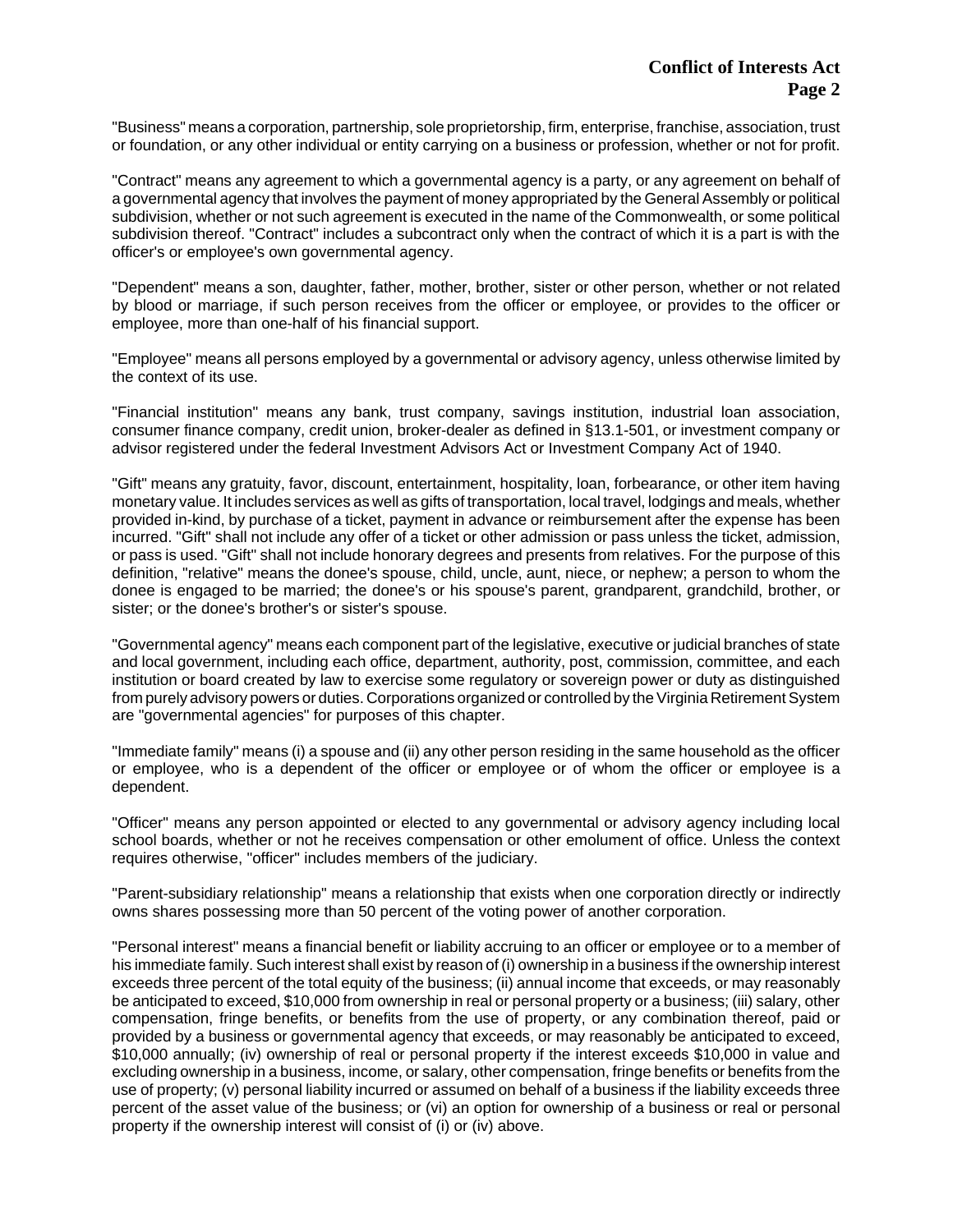"Business" means a corporation, partnership, sole proprietorship, firm, enterprise, franchise, association, trust or foundation, or any other individual or entity carrying on a business or profession, whether or not for profit.

"Contract" means any agreement to which a governmental agency is a party, or any agreement on behalf of a governmental agency that involves the payment of money appropriated by the General Assembly or political subdivision, whether or not such agreement is executed in the name of the Commonwealth, or some political subdivision thereof. "Contract" includes a subcontract only when the contract of which it is a part is with the officer's or employee's own governmental agency.

"Dependent" means a son, daughter, father, mother, brother, sister or other person, whether or not related by blood or marriage, if such person receives from the officer or employee, or provides to the officer or employee, more than one-half of his financial support.

"Employee" means all persons employed by a governmental or advisory agency, unless otherwise limited by the context of its use.

"Financial institution" means any bank, trust company, savings institution, industrial loan association, consumer finance company, credit union, broker-dealer as defined in §13.1-501, or investment company or advisor registered under the federal Investment Advisors Act or Investment Company Act of 1940.

"Gift" means any gratuity, favor, discount, entertainment, hospitality, loan, forbearance, or other item having monetary value. It includes services as well as gifts of transportation, local travel, lodgings and meals, whether provided in-kind, by purchase of a ticket, payment in advance or reimbursement after the expense has been incurred. "Gift" shall not include any offer of a ticket or other admission or pass unless the ticket, admission, or pass is used. "Gift" shall not include honorary degrees and presents from relatives. For the purpose of this definition, "relative" means the donee's spouse, child, uncle, aunt, niece, or nephew; a person to whom the donee is engaged to be married; the donee's or his spouse's parent, grandparent, grandchild, brother, or sister; or the donee's brother's or sister's spouse.

"Governmental agency" means each component part of the legislative, executive or judicial branches of state and local government, including each office, department, authority, post, commission, committee, and each institution or board created by law to exercise some regulatory or sovereign power or duty as distinguished from purely advisory powers or duties. Corporations organized or controlled by the Virginia Retirement System are "governmental agencies" for purposes of this chapter.

"Immediate family" means (i) a spouse and (ii) any other person residing in the same household as the officer or employee, who is a dependent of the officer or employee or of whom the officer or employee is a dependent.

"Officer" means any person appointed or elected to any governmental or advisory agency including local school boards, whether or not he receives compensation or other emolument of office. Unless the context requires otherwise, "officer" includes members of the judiciary.

"Parent-subsidiary relationship" means a relationship that exists when one corporation directly or indirectly owns shares possessing more than 50 percent of the voting power of another corporation.

"Personal interest" means a financial benefit or liability accruing to an officer or employee or to a member of his immediate family. Such interest shall exist by reason of (i) ownership in a business if the ownership interest exceeds three percent of the total equity of the business; (ii) annual income that exceeds, or may reasonably be anticipated to exceed, $10,000 from ownership in real or personal property or a business; (iii) salary, other compensation, fringe benefits, or benefits from the use of property, or any combination thereof, paid or provided by a business or governmental agency that exceeds, or may reasonably be anticipated to exceed, $10,000 annually; (iv) ownership of real or personal property if the interest exceeds $10,000 in value and excluding ownership in a business, income, or salary, other compensation, fringe benefits or benefits from the use of property; (v) personal liability incurred or assumed on behalf of a business if the liability exceeds three percent of the asset value of the business; or (vi) an option for ownership of a business or real or personal property if the ownership interest will consist of (i) or (iv) above.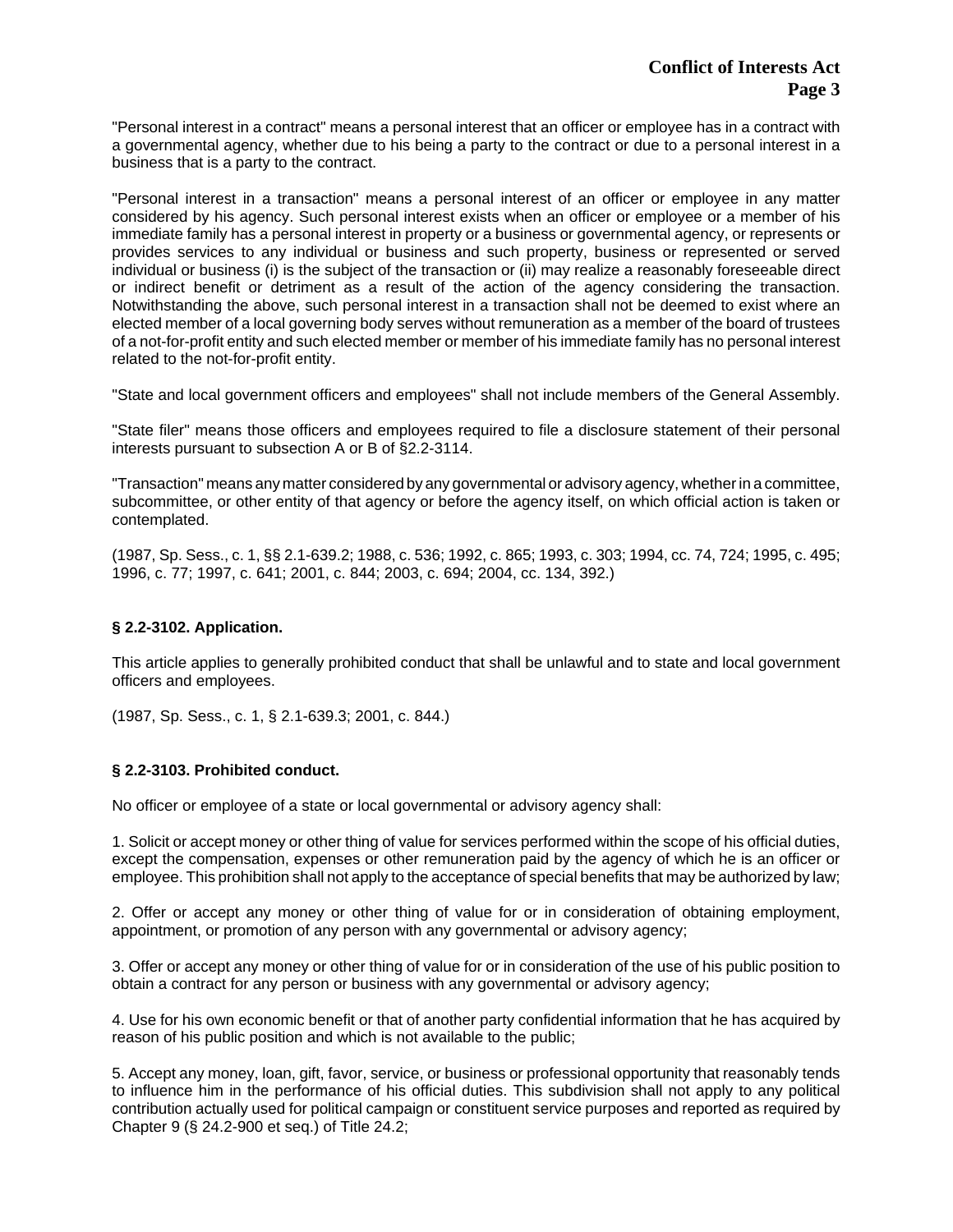"Personal interest in a contract" means a personal interest that an officer or employee has in a contract with a governmental agency, whether due to his being a party to the contract or due to a personal interest in a business that is a party to the contract.

"Personal interest in a transaction" means a personal interest of an officer or employee in any matter considered by his agency. Such personal interest exists when an officer or employee or a member of his immediate family has a personal interest in property or a business or governmental agency, or represents or provides services to any individual or business and such property, business or represented or served individual or business (i) is the subject of the transaction or (ii) may realize a reasonably foreseeable direct or indirect benefit or detriment as a result of the action of the agency considering the transaction. Notwithstanding the above, such personal interest in a transaction shall not be deemed to exist where an elected member of a local governing body serves without remuneration as a member of the board of trustees of a not-for-profit entity and such elected member or member of his immediate family has no personal interest related to the not-for-profit entity.

"State and local government officers and employees" shall not include members of the General Assembly.

"State filer" means those officers and employees required to file a disclosure statement of their personal interests pursuant to subsection A or B of §2.2-3114.

"Transaction" means any matter considered by any governmental or advisory agency, whether in a committee, subcommittee, or other entity of that agency or before the agency itself, on which official action is taken or contemplated.

(1987, Sp. Sess., c. 1, §§ 2.1-639.2; 1988, c. 536; 1992, c. 865; 1993, c. 303; 1994, cc. 74, 724; 1995, c. 495; 1996, c. 77; 1997, c. 641; 2001, c. 844; 2003, c. 694; 2004, cc. 134, 392.)

### § 2.2-3102. Application.

This article applies to generally prohibited conduct that shall be unlawful and to state and local government officers and employees.

(1987, Sp. Sess., c. 1, § 2.1-639.3; 2001, c. 844.)

### § 2.2-3103. Prohibited conduct.

No officer or employee of a state or local governmental or advisory agency shall:

1. Solicit or accept money or other thing of value for services performed within the scope of his official duties, except the compensation, expenses or other remuneration paid by the agency of which he is an officer or employee. This prohibition shall not apply to the acceptance of special benefits that may be authorized by law;

2. Offer or accept any money or other thing of value for or in consideration of obtaining employment, appointment, or promotion of any person with any governmental or advisory agency;

3. Offer or accept any money or other thing of value for or in consideration of the use of his public position to obtain a contract for any person or business with any governmental or advisory agency;

4. Use for his own economic benefit or that of another party confidential information that he has acquired by reason of his public position and which is not available to the public;

5. Accept any money, loan, gift, favor, service, or business or professional opportunity that reasonably tends to influence him in the performance of his official duties. This subdivision shall not apply to any political contribution actually used for political campaign or constituent service purposes and reported as required by Chapter 9 (§ 24.2-900 et seq.) of Title 24.2;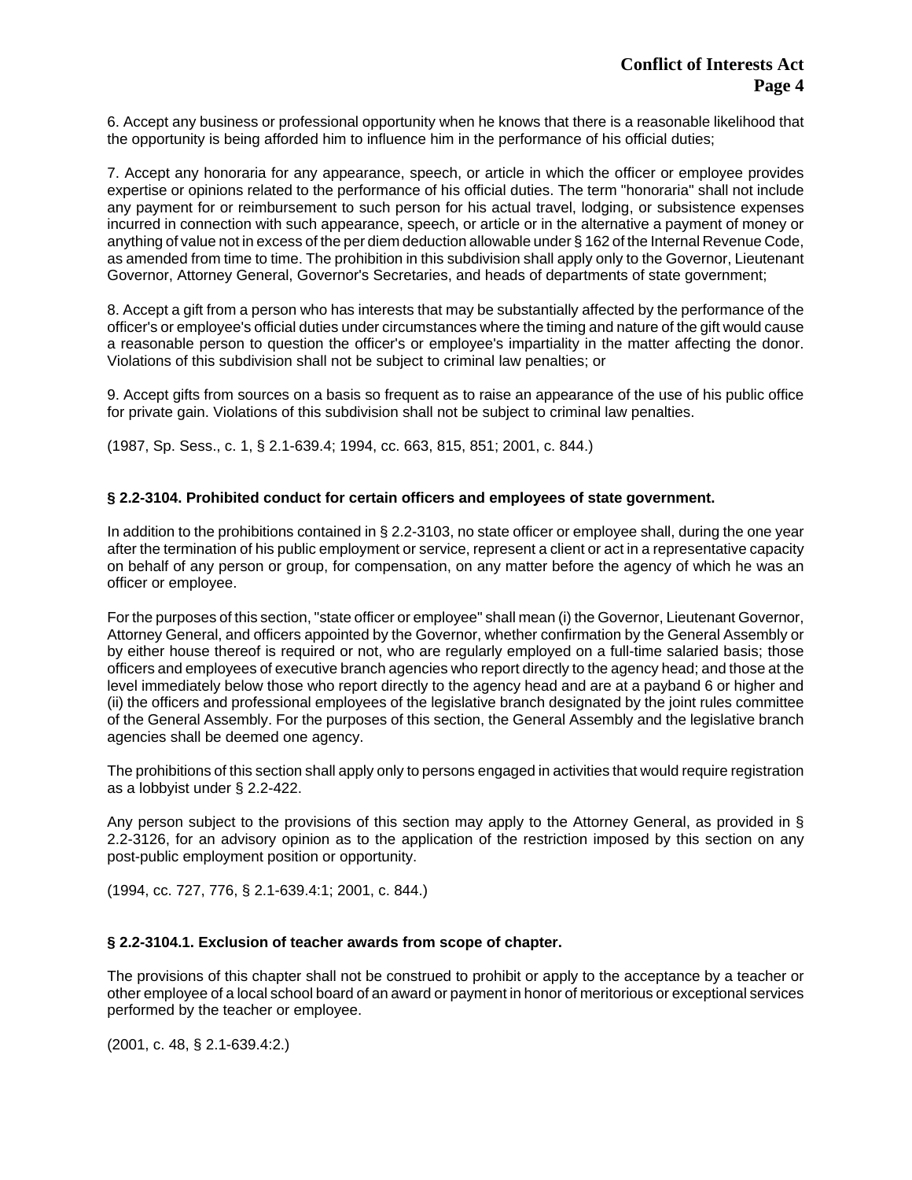6. Accept any business or professional opportunity when he knows that there is a reasonable likelihood that the opportunity is being afforded him to influence him in the performance of his official duties;

7. Accept any honoraria for any appearance, speech, or article in which the officer or employee provides expertise or opinions related to the performance of his official duties. The term "honoraria" shall not include any payment for or reimbursement to such person for his actual travel, lodging, or subsistence expenses incurred in connection with such appearance, speech, or article or in the alternative a payment of money or anything of value not in excess of the per diem deduction allowable under § 162 of the Internal Revenue Code, as amended from time to time. The prohibition in this subdivision shall apply only to the Governor, Lieutenant Governor, Attorney General, Governor's Secretaries, and heads of departments of state government;

8. Accept a gift from a person who has interests that may be substantially affected by the performance of the officer's or employee's official duties under circumstances where the timing and nature of the gift would cause a reasonable person to question the officer's or employee's impartiality in the matter affecting the donor. Violations of this subdivision shall not be subject to criminal law penalties; or

9. Accept gifts from sources on a basis so frequent as to raise an appearance of the use of his public office for private gain. Violations of this subdivision shall not be subject to criminal law penalties.

(1987, Sp. Sess., c. 1, § 2.1-639.4; 1994, cc. 663, 815, 851; 2001, c. 844.)

**§ 2.2-3104. Prohibited conduct for certain officers and employees of state government.**

In addition to the prohibitions contained in § 2.2-3103, no state officer or employee shall, during the one year after the termination of his public employment or service, represent a client or act in a representative capacity on behalf of any person or group, for compensation, on any matter before the agency of which he was an officer or employee.

For the purposes of this section, "state officer or employee" shall mean (i) the Governor, Lieutenant Governor, Attorney General, and officers appointed by the Governor, whether confirmation by the General Assembly or by either house thereof is required or not, who are regularly employed on a full-time salaried basis; those officers and employees of executive branch agencies who report directly to the agency head; and those at the level immediately below those who report directly to the agency head and are at a payband 6 or higher and (ii) the officers and professional employees of the legislative branch designated by the joint rules committee of the General Assembly. For the purposes of this section, the General Assembly and the legislative branch agencies shall be deemed one agency.

The prohibitions of this section shall apply only to persons engaged in activities that would require registration as a lobbyist under § 2.2-422.

Any person subject to the provisions of this section may apply to the Attorney General, as provided in § 2.2-3126, for an advisory opinion as to the application of the restriction imposed by this section on any post-public employment position or opportunity.

(1994, cc. 727, 776, § 2.1-639.4:1; 2001, c. 844.)

**§ 2.2-3104.1. Exclusion of teacher awards from scope of chapter.**

The provisions of this chapter shall not be construed to prohibit or apply to the acceptance by a teacher or other employee of a local school board of an award or payment in honor of meritorious or exceptional services performed by the teacher or employee.

(2001, c. 48, § 2.1-639.4:2.)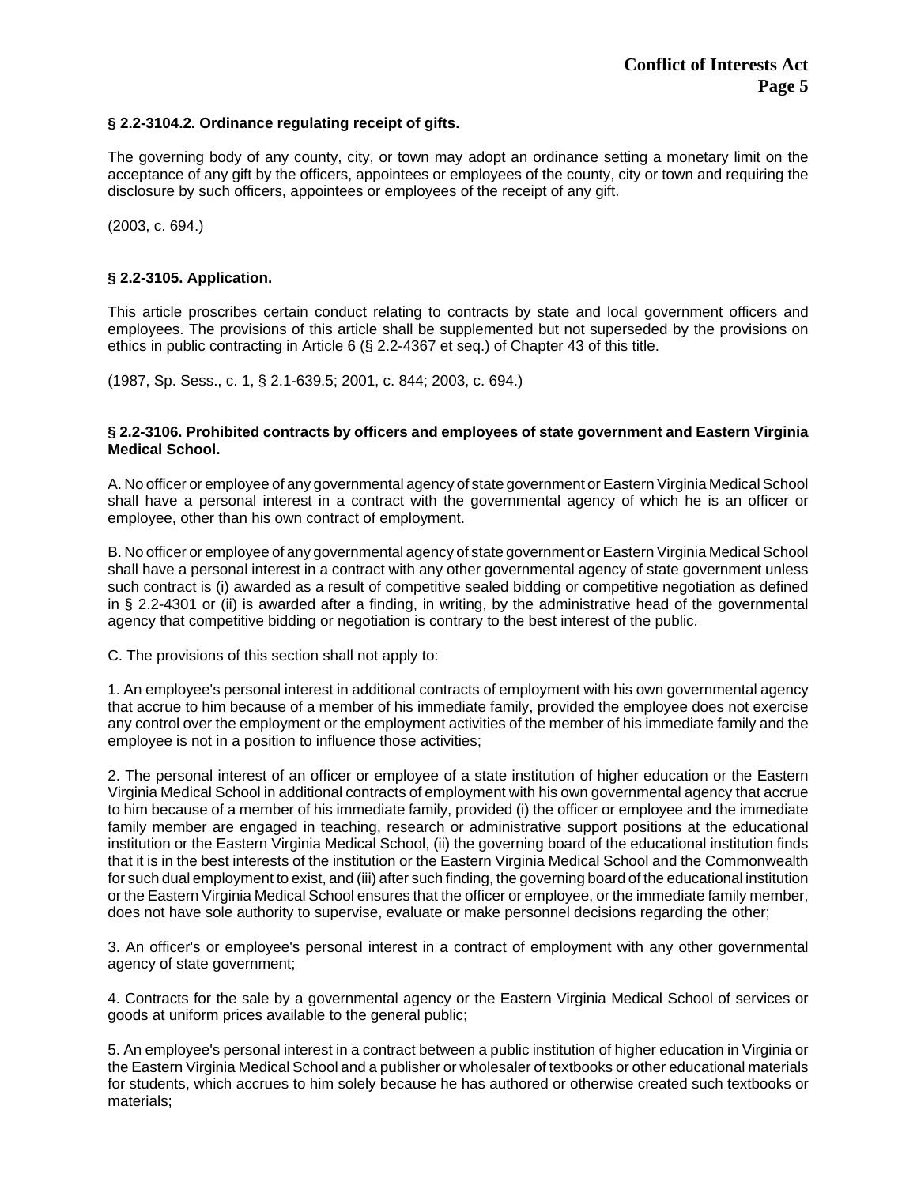### § 2.2-3104.2. Ordinance regulating receipt of gifts.

The governing body of any county, city, or town may adopt an ordinance setting a monetary limit on the acceptance of any gift by the officers, appointees or employees of the county, city or town and requiring the disclosure by such officers, appointees or employees of the receipt of any gift.

(2003, c. 694.)

### § 2.2-3105. Application.

This article proscribes certain conduct relating to contracts by state and local government officers and employees. The provisions of this article shall be supplemented but not superseded by the provisions on ethics in public contracting in Article 6 (§ 2.2-4367 et seq.) of Chapter 43 of this title.

(1987, Sp. Sess., c. 1, § 2.1-639.5; 2001, c. 844; 2003, c. 694.)

### § 2.2-3106. Prohibited contracts by officers and employees of state government and Eastern Virginia Medical School.

A. No officer or employee of any governmental agency of state government or Eastern Virginia Medical School shall have a personal interest in a contract with the governmental agency of which he is an officer or employee, other than his own contract of employment.

B. No officer or employee of any governmental agency of state government or Eastern Virginia Medical School shall have a personal interest in a contract with any other governmental agency of state government unless such contract is (i) awarded as a result of competitive sealed bidding or competitive negotiation as defined in § 2.2-4301 or (ii) is awarded after a finding, in writing, by the administrative head of the governmental agency that competitive bidding or negotiation is contrary to the best interest of the public.

C. The provisions of this section shall not apply to:

1. An employee's personal interest in additional contracts of employment with his own governmental agency that accrue to him because of a member of his immediate family, provided the employee does not exercise any control over the employment or the employment activities of the member of his immediate family and the employee is not in a position to influence those activities;

2. The personal interest of an officer or employee of a state institution of higher education or the Eastern Virginia Medical School in additional contracts of employment with his own governmental agency that accrue to him because of a member of his immediate family, provided (i) the officer or employee and the immediate family member are engaged in teaching, research or administrative support positions at the educational institution or the Eastern Virginia Medical School, (ii) the governing board of the educational institution finds that it is in the best interests of the institution or the Eastern Virginia Medical School and the Commonwealth for such dual employment to exist, and (iii) after such finding, the governing board of the educational institution or the Eastern Virginia Medical School ensures that the officer or employee, or the immediate family member, does not have sole authority to supervise, evaluate or make personnel decisions regarding the other;

3. An officer's or employee's personal interest in a contract of employment with any other governmental agency of state government;

4. Contracts for the sale by a governmental agency or the Eastern Virginia Medical School of services or goods at uniform prices available to the general public;

5. An employee's personal interest in a contract between a public institution of higher education in Virginia or the Eastern Virginia Medical School and a publisher or wholesaler of textbooks or other educational materials for students, which accrues to him solely because he has authored or otherwise created such textbooks or materials;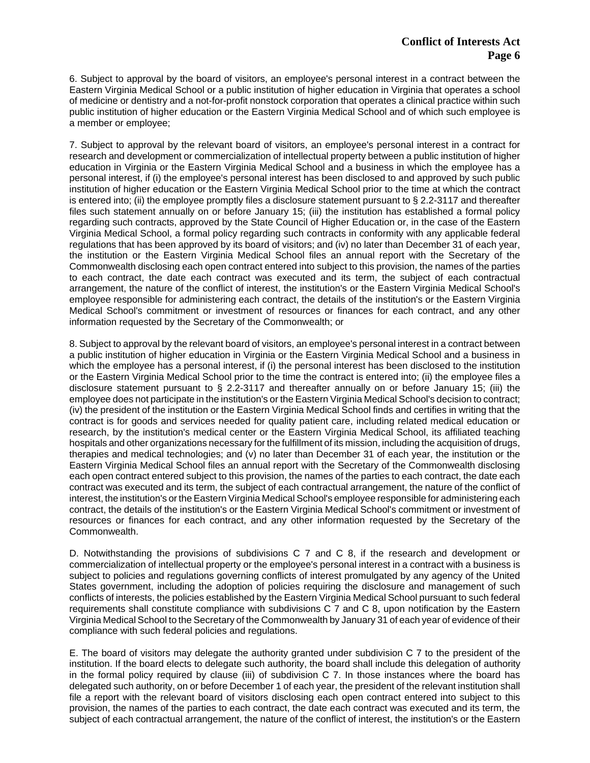6. Subject to approval by the board of visitors, an employee's personal interest in a contract between the Eastern Virginia Medical School or a public institution of higher education in Virginia that operates a school of medicine or dentistry and a not-for-profit nonstock corporation that operates a clinical practice within such public institution of higher education or the Eastern Virginia Medical School and of which such employee is a member or employee;

7. Subject to approval by the relevant board of visitors, an employee's personal interest in a contract for research and development or commercialization of intellectual property between a public institution of higher education in Virginia or the Eastern Virginia Medical School and a business in which the employee has a personal interest, if (i) the employee's personal interest has been disclosed to and approved by such public institution of higher education or the Eastern Virginia Medical School prior to the time at which the contract is entered into; (ii) the employee promptly files a disclosure statement pursuant to § 2.2-3117 and thereafter files such statement annually on or before January 15; (iii) the institution has established a formal policy regarding such contracts, approved by the State Council of Higher Education or, in the case of the Eastern Virginia Medical School, a formal policy regarding such contracts in conformity with any applicable federal regulations that has been approved by its board of visitors; and (iv) no later than December 31 of each year, the institution or the Eastern Virginia Medical School files an annual report with the Secretary of the Commonwealth disclosing each open contract entered into subject to this provision, the names of the parties to each contract, the date each contract was executed and its term, the subject of each contractual arrangement, the nature of the conflict of interest, the institution's or the Eastern Virginia Medical School's employee responsible for administering each contract, the details of the institution's or the Eastern Virginia Medical School's commitment or investment of resources or finances for each contract, and any other information requested by the Secretary of the Commonwealth; or

8. Subject to approval by the relevant board of visitors, an employee's personal interest in a contract between a public institution of higher education in Virginia or the Eastern Virginia Medical School and a business in which the employee has a personal interest, if (i) the personal interest has been disclosed to the institution or the Eastern Virginia Medical School prior to the time the contract is entered into; (ii) the employee files a disclosure statement pursuant to § 2.2-3117 and thereafter annually on or before January 15; (iii) the employee does not participate in the institution's or the Eastern Virginia Medical School's decision to contract; (iv) the president of the institution or the Eastern Virginia Medical School finds and certifies in writing that the contract is for goods and services needed for quality patient care, including related medical education or research, by the institution's medical center or the Eastern Virginia Medical School, its affiliated teaching hospitals and other organizations necessary for the fulfillment of its mission, including the acquisition of drugs, therapies and medical technologies; and (v) no later than December 31 of each year, the institution or the Eastern Virginia Medical School files an annual report with the Secretary of the Commonwealth disclosing each open contract entered subject to this provision, the names of the parties to each contract, the date each contract was executed and its term, the subject of each contractual arrangement, the nature of the conflict of interest, the institution's or the Eastern Virginia Medical School's employee responsible for administering each contract, the details of the institution's or the Eastern Virginia Medical School's commitment or investment of resources or finances for each contract, and any other information requested by the Secretary of the Commonwealth.

D. Notwithstanding the provisions of subdivisions C 7 and C 8, if the research and development or commercialization of intellectual property or the employee's personal interest in a contract with a business is subject to policies and regulations governing conflicts of interest promulgated by any agency of the United States government, including the adoption of policies requiring the disclosure and management of such conflicts of interests, the policies established by the Eastern Virginia Medical School pursuant to such federal requirements shall constitute compliance with subdivisions C 7 and C 8, upon notification by the Eastern Virginia Medical School to the Secretary of the Commonwealth by January 31 of each year of evidence of their compliance with such federal policies and regulations.

E. The board of visitors may delegate the authority granted under subdivision C 7 to the president of the institution. If the board elects to delegate such authority, the board shall include this delegation of authority in the formal policy required by clause (iii) of subdivision C 7. In those instances where the board has delegated such authority, on or before December 1 of each year, the president of the relevant institution shall file a report with the relevant board of visitors disclosing each open contract entered into subject to this provision, the names of the parties to each contract, the date each contract was executed and its term, the subject of each contractual arrangement, the nature of the conflict of interest, the institution's or the Eastern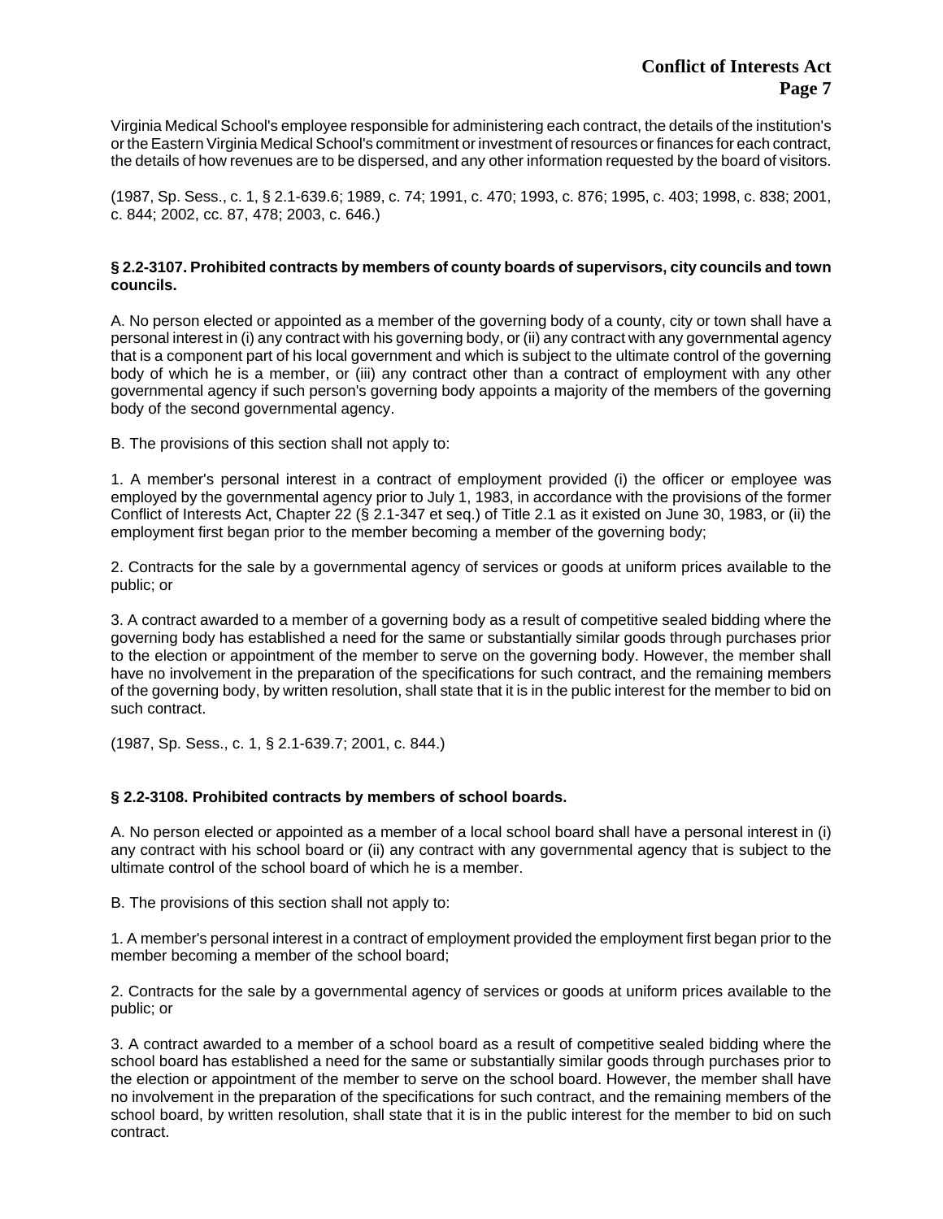Virginia Medical School's employee responsible for administering each contract, the details of the institution's or the Eastern Virginia Medical School's commitment or investment of resources or finances for each contract, the details of how revenues are to be dispersed, and any other information requested by the board of visitors.

(1987, Sp. Sess., c. 1, § 2.1-639.6; 1989, c. 74; 1991, c. 470; 1993, c. 876; 1995, c. 403; 1998, c. 838; 2001, c. 844; 2002, cc. 87, 478; 2003, c. 646.)

### § 2.2-3107. Prohibited contracts by members of county boards of supervisors, city councils and town councils.

A. No person elected or appointed as a member of the governing body of a county, city or town shall have a personal interest in (i) any contract with his governing body, or (ii) any contract with any governmental agency that is a component part of his local government and which is subject to the ultimate control of the governing body of which he is a member, or (iii) any contract other than a contract of employment with any other governmental agency if such person's governing body appoints a majority of the members of the governing body of the second governmental agency.

B. The provisions of this section shall not apply to:

1. A member's personal interest in a contract of employment provided (i) the officer or employee was employed by the governmental agency prior to July 1, 1983, in accordance with the provisions of the former Conflict of Interests Act, Chapter 22 (§ 2.1-347 et seq.) of Title 2.1 as it existed on June 30, 1983, or (ii) the employment first began prior to the member becoming a member of the governing body;

2. Contracts for the sale by a governmental agency of services or goods at uniform prices available to the public; or

3. A contract awarded to a member of a governing body as a result of competitive sealed bidding where the governing body has established a need for the same or substantially similar goods through purchases prior to the election or appointment of the member to serve on the governing body. However, the member shall have no involvement in the preparation of the specifications for such contract, and the remaining members of the governing body, by written resolution, shall state that it is in the public interest for the member to bid on such contract.

(1987, Sp. Sess., c. 1, § 2.1-639.7; 2001, c. 844.)

### § 2.2-3108. Prohibited contracts by members of school boards.

A. No person elected or appointed as a member of a local school board shall have a personal interest in (i) any contract with his school board or (ii) any contract with any governmental agency that is subject to the ultimate control of the school board of which he is a member.

B. The provisions of this section shall not apply to:

1. A member's personal interest in a contract of employment provided the employment first began prior to the member becoming a member of the school board;

2. Contracts for the sale by a governmental agency of services or goods at uniform prices available to the public; or

3. A contract awarded to a member of a school board as a result of competitive sealed bidding where the school board has established a need for the same or substantially similar goods through purchases prior to the election or appointment of the member to serve on the school board. However, the member shall have no involvement in the preparation of the specifications for such contract, and the remaining members of the school board, by written resolution, shall state that it is in the public interest for the member to bid on such contract.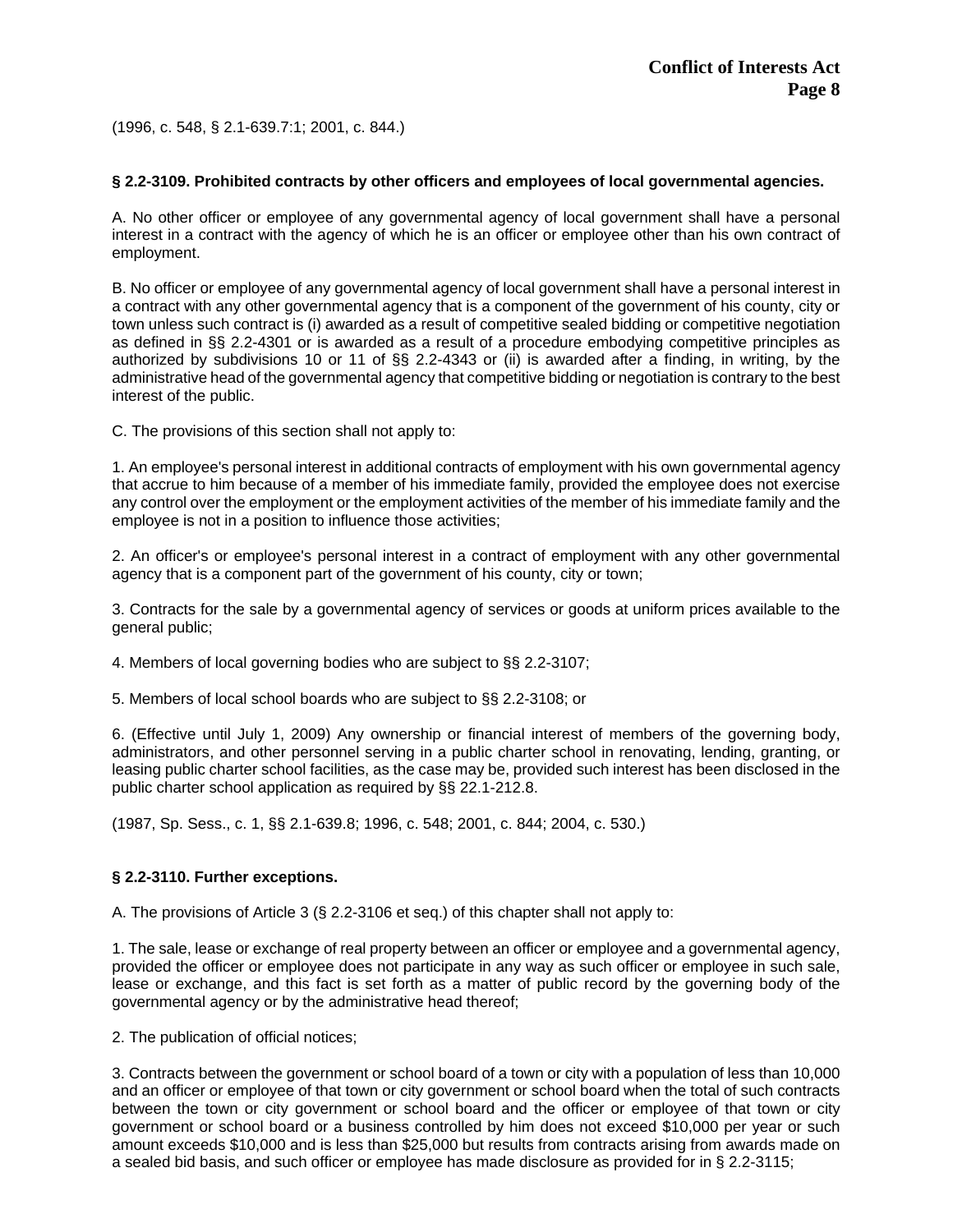(1996, c. 548, § 2.1-639.7:1; 2001, c. 844.)

### § 2.2-3109. Prohibited contracts by other officers and employees of local governmental agencies.

A. No other officer or employee of any governmental agency of local government shall have a personal interest in a contract with the agency of which he is an officer or employee other than his own contract of employment.

B. No officer or employee of any governmental agency of local government shall have a personal interest in a contract with any other governmental agency that is a component of the government of his county, city or town unless such contract is (i) awarded as a result of competitive sealed bidding or competitive negotiation as defined in §§ 2.2-4301 or is awarded as a result of a procedure embodying competitive principles as authorized by subdivisions 10 or 11 of §§ 2.2-4343 or (ii) is awarded after a finding, in writing, by the administrative head of the governmental agency that competitive bidding or negotiation is contrary to the best interest of the public.

C. The provisions of this section shall not apply to:

1. An employee's personal interest in additional contracts of employment with his own governmental agency that accrue to him because of a member of his immediate family, provided the employee does not exercise any control over the employment or the employment activities of the member of his immediate family and the employee is not in a position to influence those activities;

2. An officer's or employee's personal interest in a contract of employment with any other governmental agency that is a component part of the government of his county, city or town;

3. Contracts for the sale by a governmental agency of services or goods at uniform prices available to the general public;

4. Members of local governing bodies who are subject to §§ 2.2-3107;

5. Members of local school boards who are subject to §§ 2.2-3108; or

6. (Effective until July 1, 2009) Any ownership or financial interest of members of the governing body, administrators, and other personnel serving in a public charter school in renovating, lending, granting, or leasing public charter school facilities, as the case may be, provided such interest has been disclosed in the public charter school application as required by §§ 22.1-212.8.

(1987, Sp. Sess., c. 1, §§ 2.1-639.8; 1996, c. 548; 2001, c. 844; 2004, c. 530.)

### § 2.2-3110. Further exceptions.

A. The provisions of Article 3 (§ 2.2-3106 et seq.) of this chapter shall not apply to:

1. The sale, lease or exchange of real property between an officer or employee and a governmental agency, provided the officer or employee does not participate in any way as such officer or employee in such sale, lease or exchange, and this fact is set forth as a matter of public record by the governing body of the governmental agency or by the administrative head thereof;

2. The publication of official notices;

3. Contracts between the government or school board of a town or city with a population of less than 10,000 and an officer or employee of that town or city government or school board when the total of such contracts between the town or city government or school board and the officer or employee of that town or city government or school board or a business controlled by him does not exceed $10,000 per year or such amount exceeds $10,000 and is less than $25,000 but results from contracts arising from awards made on a sealed bid basis, and such officer or employee has made disclosure as provided for in § 2.2-3115;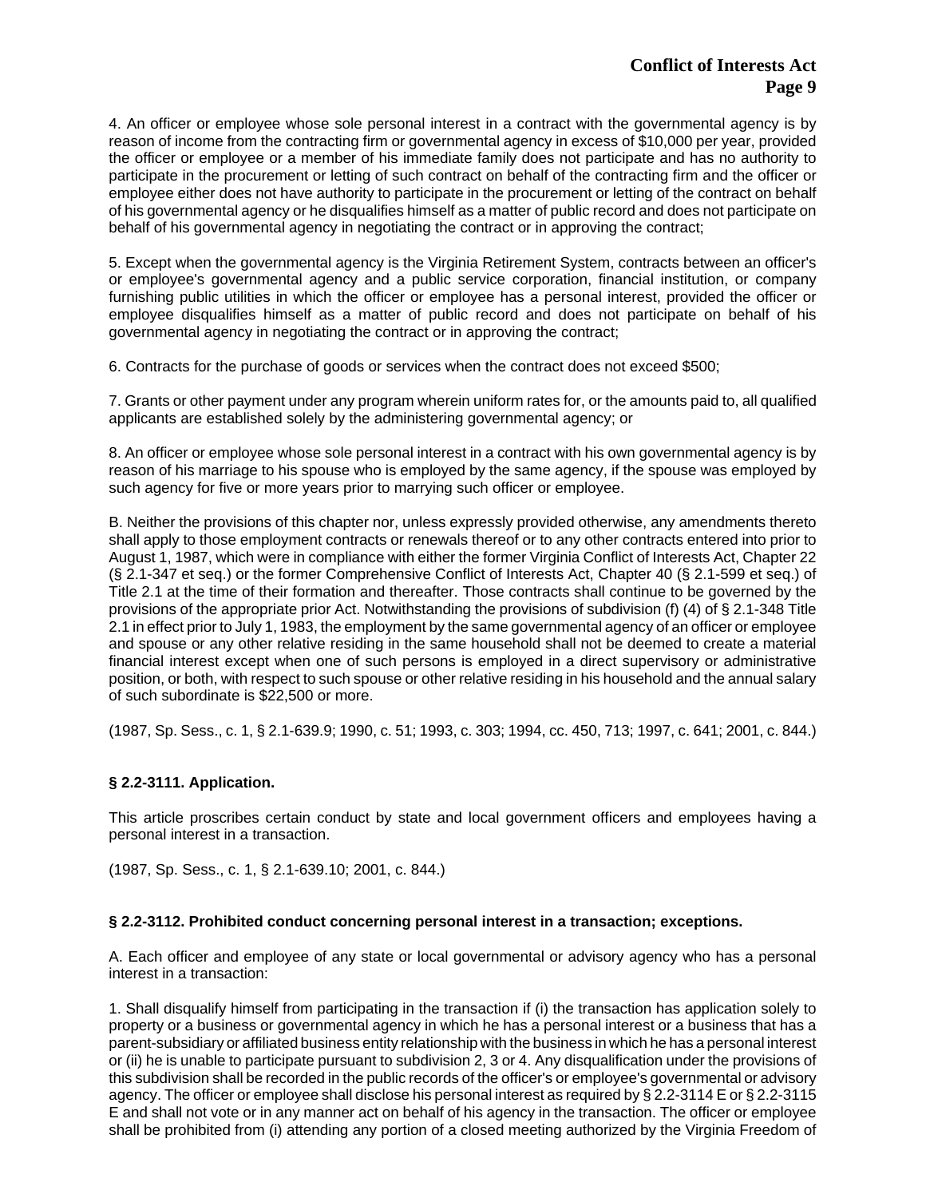4. An officer or employee whose sole personal interest in a contract with the governmental agency is by reason of income from the contracting firm or governmental agency in excess of $10,000 per year, provided the officer or employee or a member of his immediate family does not participate and has no authority to participate in the procurement or letting of such contract on behalf of the contracting firm and the officer or employee either does not have authority to participate in the procurement or letting of the contract on behalf of his governmental agency or he disqualifies himself as a matter of public record and does not participate on behalf of his governmental agency in negotiating the contract or in approving the contract;

5. Except when the governmental agency is the Virginia Retirement System, contracts between an officer's or employee's governmental agency and a public service corporation, financial institution, or company furnishing public utilities in which the officer or employee has a personal interest, provided the officer or employee disqualifies himself as a matter of public record and does not participate on behalf of his governmental agency in negotiating the contract or in approving the contract;

6. Contracts for the purchase of goods or services when the contract does not exceed $500;

7. Grants or other payment under any program wherein uniform rates for, or the amounts paid to, all qualified applicants are established solely by the administering governmental agency; or

8. An officer or employee whose sole personal interest in a contract with his own governmental agency is by reason of his marriage to his spouse who is employed by the same agency, if the spouse was employed by such agency for five or more years prior to marrying such officer or employee.

B. Neither the provisions of this chapter nor, unless expressly provided otherwise, any amendments thereto shall apply to those employment contracts or renewals thereof or to any other contracts entered into prior to August 1, 1987, which were in compliance with either the former Virginia Conflict of Interests Act, Chapter 22 (§ 2.1-347 et seq.) or the former Comprehensive Conflict of Interests Act, Chapter 40 (§ 2.1-599 et seq.) of Title 2.1 at the time of their formation and thereafter. Those contracts shall continue to be governed by the provisions of the appropriate prior Act. Notwithstanding the provisions of subdivision (f) (4) of § 2.1-348 Title 2.1 in effect prior to July 1, 1983, the employment by the same governmental agency of an officer or employee and spouse or any other relative residing in the same household shall not be deemed to create a material financial interest except when one of such persons is employed in a direct supervisory or administrative position, or both, with respect to such spouse or other relative residing in his household and the annual salary of such subordinate is $22,500 or more.

(1987, Sp. Sess., c. 1, § 2.1-639.9; 1990, c. 51; 1993, c. 303; 1994, cc. 450, 713; 1997, c. 641; 2001, c. 844.)

### § 2.2-3111. Application.

This article proscribes certain conduct by state and local government officers and employees having a personal interest in a transaction.

(1987, Sp. Sess., c. 1, § 2.1-639.10; 2001, c. 844.)

### § 2.2-3112. Prohibited conduct concerning personal interest in a transaction; exceptions.

A. Each officer and employee of any state or local governmental or advisory agency who has a personal interest in a transaction:

1. Shall disqualify himself from participating in the transaction if (i) the transaction has application solely to property or a business or governmental agency in which he has a personal interest or a business that has a parent-subsidiary or affiliated business entity relationship with the business in which he has a personal interest or (ii) he is unable to participate pursuant to subdivision 2, 3 or 4. Any disqualification under the provisions of this subdivision shall be recorded in the public records of the officer's or employee's governmental or advisory agency. The officer or employee shall disclose his personal interest as required by § 2.2-3114 E or § 2.2-3115 E and shall not vote or in any manner act on behalf of his agency in the transaction. The officer or employee shall be prohibited from (i) attending any portion of a closed meeting authorized by the Virginia Freedom of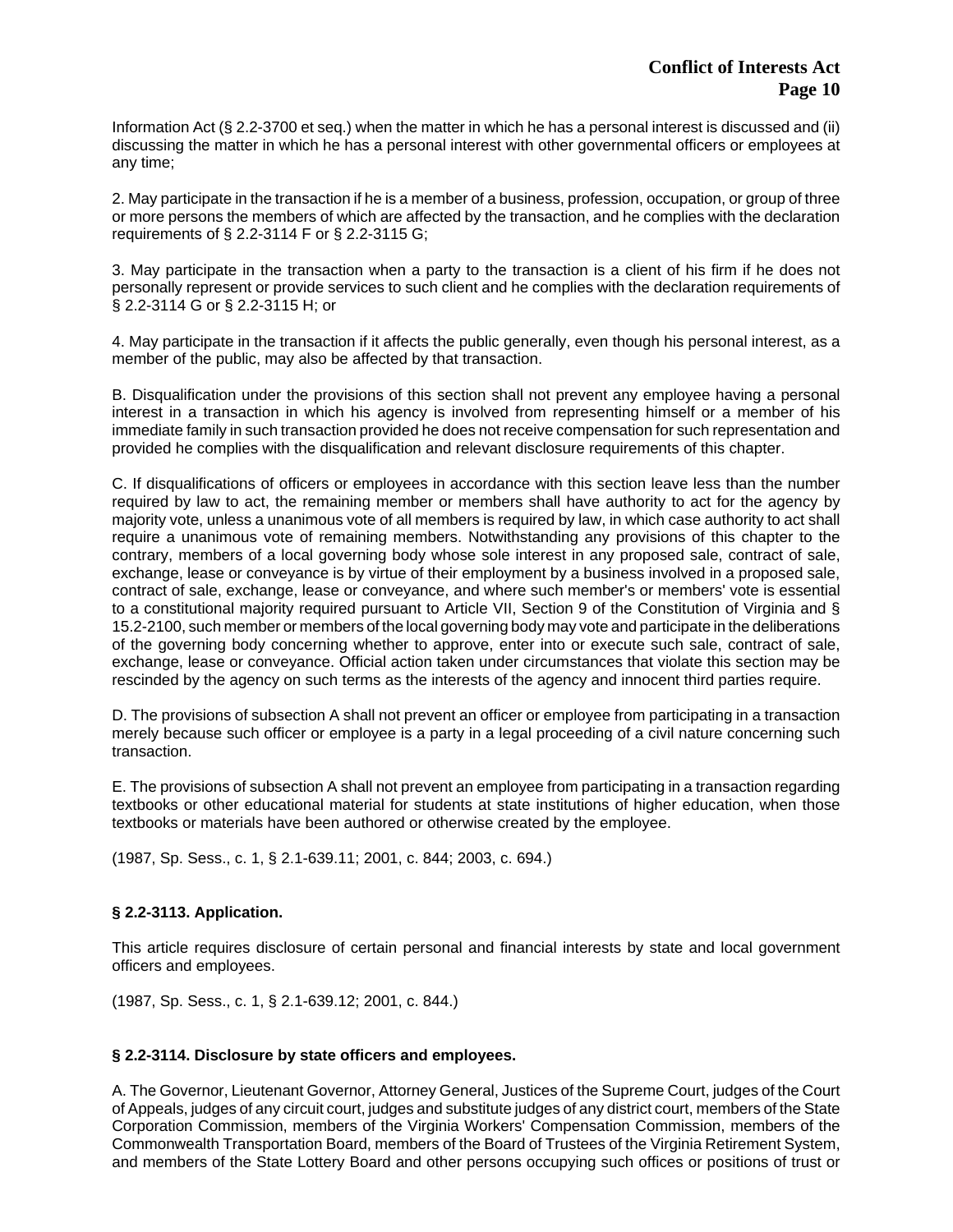Information Act (§ 2.2-3700 et seq.) when the matter in which he has a personal interest is discussed and (ii) discussing the matter in which he has a personal interest with other governmental officers or employees at any time;

2. May participate in the transaction if he is a member of a business, profession, occupation, or group of three or more persons the members of which are affected by the transaction, and he complies with the declaration requirements of § 2.2-3114 F or § 2.2-3115 G;

3. May participate in the transaction when a party to the transaction is a client of his firm if he does not personally represent or provide services to such client and he complies with the declaration requirements of § 2.2-3114 G or § 2.2-3115 H; or

4. May participate in the transaction if it affects the public generally, even though his personal interest, as a member of the public, may also be affected by that transaction.

B. Disqualification under the provisions of this section shall not prevent any employee having a personal interest in a transaction in which his agency is involved from representing himself or a member of his immediate family in such transaction provided he does not receive compensation for such representation and provided he complies with the disqualification and relevant disclosure requirements of this chapter.

C. If disqualifications of officers or employees in accordance with this section leave less than the number required by law to act, the remaining member or members shall have authority to act for the agency by majority vote, unless a unanimous vote of all members is required by law, in which case authority to act shall require a unanimous vote of remaining members. Notwithstanding any provisions of this chapter to the contrary, members of a local governing body whose sole interest in any proposed sale, contract of sale, exchange, lease or conveyance is by virtue of their employment by a business involved in a proposed sale, contract of sale, exchange, lease or conveyance, and where such member's or members' vote is essential to a constitutional majority required pursuant to Article VII, Section 9 of the Constitution of Virginia and § 15.2-2100, such member or members of the local governing body may vote and participate in the deliberations of the governing body concerning whether to approve, enter into or execute such sale, contract of sale, exchange, lease or conveyance. Official action taken under circumstances that violate this section may be rescinded by the agency on such terms as the interests of the agency and innocent third parties require.

D. The provisions of subsection A shall not prevent an officer or employee from participating in a transaction merely because such officer or employee is a party in a legal proceeding of a civil nature concerning such transaction.

E. The provisions of subsection A shall not prevent an employee from participating in a transaction regarding textbooks or other educational material for students at state institutions of higher education, when those textbooks or materials have been authored or otherwise created by the employee.

(1987, Sp. Sess., c. 1, § 2.1-639.11; 2001, c. 844; 2003, c. 694.)

### § 2.2-3113. Application.

This article requires disclosure of certain personal and financial interests by state and local government officers and employees.

(1987, Sp. Sess., c. 1, § 2.1-639.12; 2001, c. 844.)

### § 2.2-3114. Disclosure by state officers and employees.

A. The Governor, Lieutenant Governor, Attorney General, Justices of the Supreme Court, judges of the Court of Appeals, judges of any circuit court, judges and substitute judges of any district court, members of the State Corporation Commission, members of the Virginia Workers' Compensation Commission, members of the Commonwealth Transportation Board, members of the Board of Trustees of the Virginia Retirement System, and members of the State Lottery Board and other persons occupying such offices or positions of trust or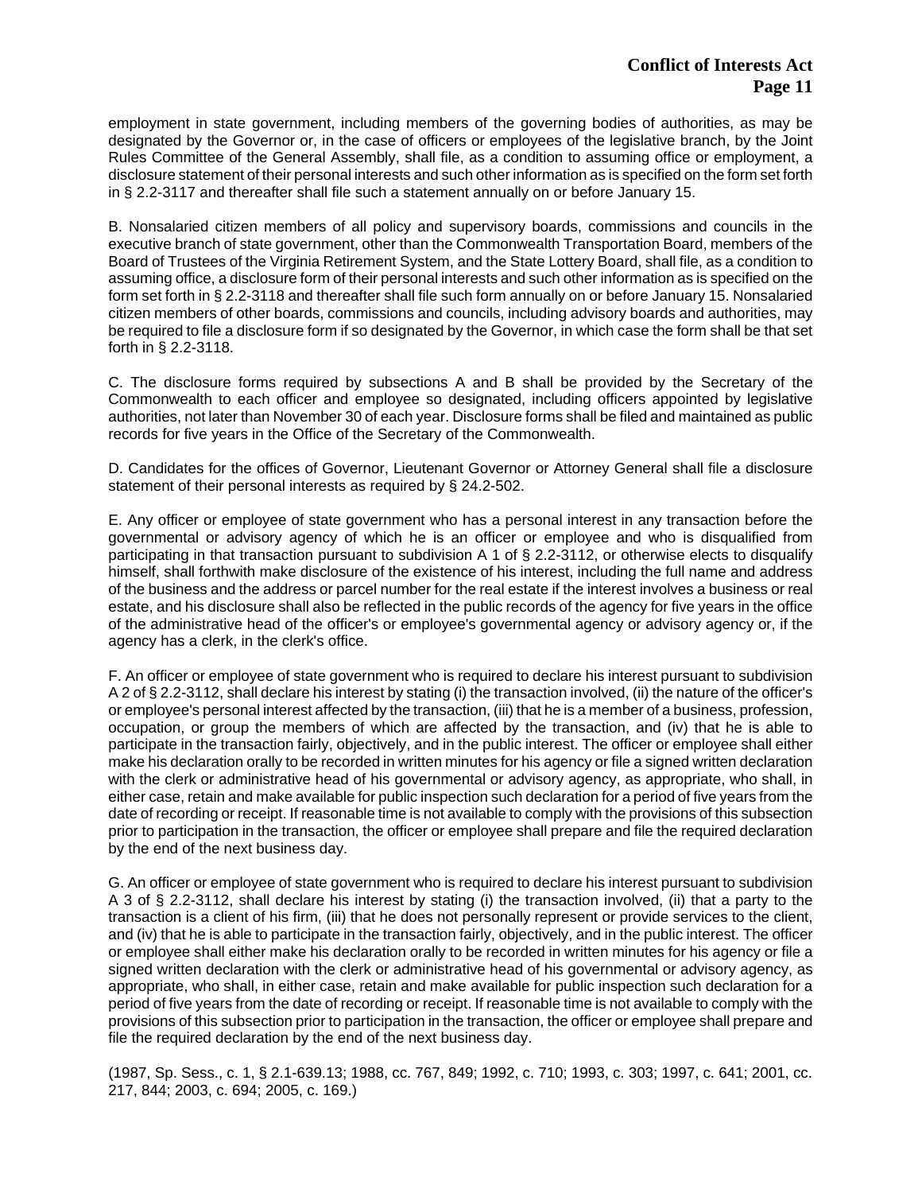employment in state government, including members of the governing bodies of authorities, as may be designated by the Governor or, in the case of officers or employees of the legislative branch, by the Joint Rules Committee of the General Assembly, shall file, as a condition to assuming office or employment, a disclosure statement of their personal interests and such other information as is specified on the form set forth in § 2.2-3117 and thereafter shall file such a statement annually on or before January 15.

B. Nonsalaried citizen members of all policy and supervisory boards, commissions and councils in the executive branch of state government, other than the Commonwealth Transportation Board, members of the Board of Trustees of the Virginia Retirement System, and the State Lottery Board, shall file, as a condition to assuming office, a disclosure form of their personal interests and such other information as is specified on the form set forth in § 2.2-3118 and thereafter shall file such form annually on or before January 15. Nonsalaried citizen members of other boards, commissions and councils, including advisory boards and authorities, may be required to file a disclosure form if so designated by the Governor, in which case the form shall be that set forth in § 2.2-3118.

C. The disclosure forms required by subsections A and B shall be provided by the Secretary of the Commonwealth to each officer and employee so designated, including officers appointed by legislative authorities, not later than November 30 of each year. Disclosure forms shall be filed and maintained as public records for five years in the Office of the Secretary of the Commonwealth.

D. Candidates for the offices of Governor, Lieutenant Governor or Attorney General shall file a disclosure statement of their personal interests as required by § 24.2-502.

E. Any officer or employee of state government who has a personal interest in any transaction before the governmental or advisory agency of which he is an officer or employee and who is disqualified from participating in that transaction pursuant to subdivision A 1 of § 2.2-3112, or otherwise elects to disqualify himself, shall forthwith make disclosure of the existence of his interest, including the full name and address of the business and the address or parcel number for the real estate if the interest involves a business or real estate, and his disclosure shall also be reflected in the public records of the agency for five years in the office of the administrative head of the officer's or employee's governmental agency or advisory agency or, if the agency has a clerk, in the clerk's office.

F. An officer or employee of state government who is required to declare his interest pursuant to subdivision A 2 of § 2.2-3112, shall declare his interest by stating (i) the transaction involved, (ii) the nature of the officer's or employee's personal interest affected by the transaction, (iii) that he is a member of a business, profession, occupation, or group the members of which are affected by the transaction, and (iv) that he is able to participate in the transaction fairly, objectively, and in the public interest. The officer or employee shall either make his declaration orally to be recorded in written minutes for his agency or file a signed written declaration with the clerk or administrative head of his governmental or advisory agency, as appropriate, who shall, in either case, retain and make available for public inspection such declaration for a period of five years from the date of recording or receipt. If reasonable time is not available to comply with the provisions of this subsection prior to participation in the transaction, the officer or employee shall prepare and file the required declaration by the end of the next business day.

G. An officer or employee of state government who is required to declare his interest pursuant to subdivision A 3 of § 2.2-3112, shall declare his interest by stating (i) the transaction involved, (ii) that a party to the transaction is a client of his firm, (iii) that he does not personally represent or provide services to the client, and (iv) that he is able to participate in the transaction fairly, objectively, and in the public interest. The officer or employee shall either make his declaration orally to be recorded in written minutes for his agency or file a signed written declaration with the clerk or administrative head of his governmental or advisory agency, as appropriate, who shall, in either case, retain and make available for public inspection such declaration for a period of five years from the date of recording or receipt. If reasonable time is not available to comply with the provisions of this subsection prior to participation in the transaction, the officer or employee shall prepare and file the required declaration by the end of the next business day.

(1987, Sp. Sess., c. 1, § 2.1-639.13; 1988, cc. 767, 849; 1992, c. 710; 1993, c. 303; 1997, c. 641; 2001, cc. 217, 844; 2003, c. 694; 2005, c. 169.)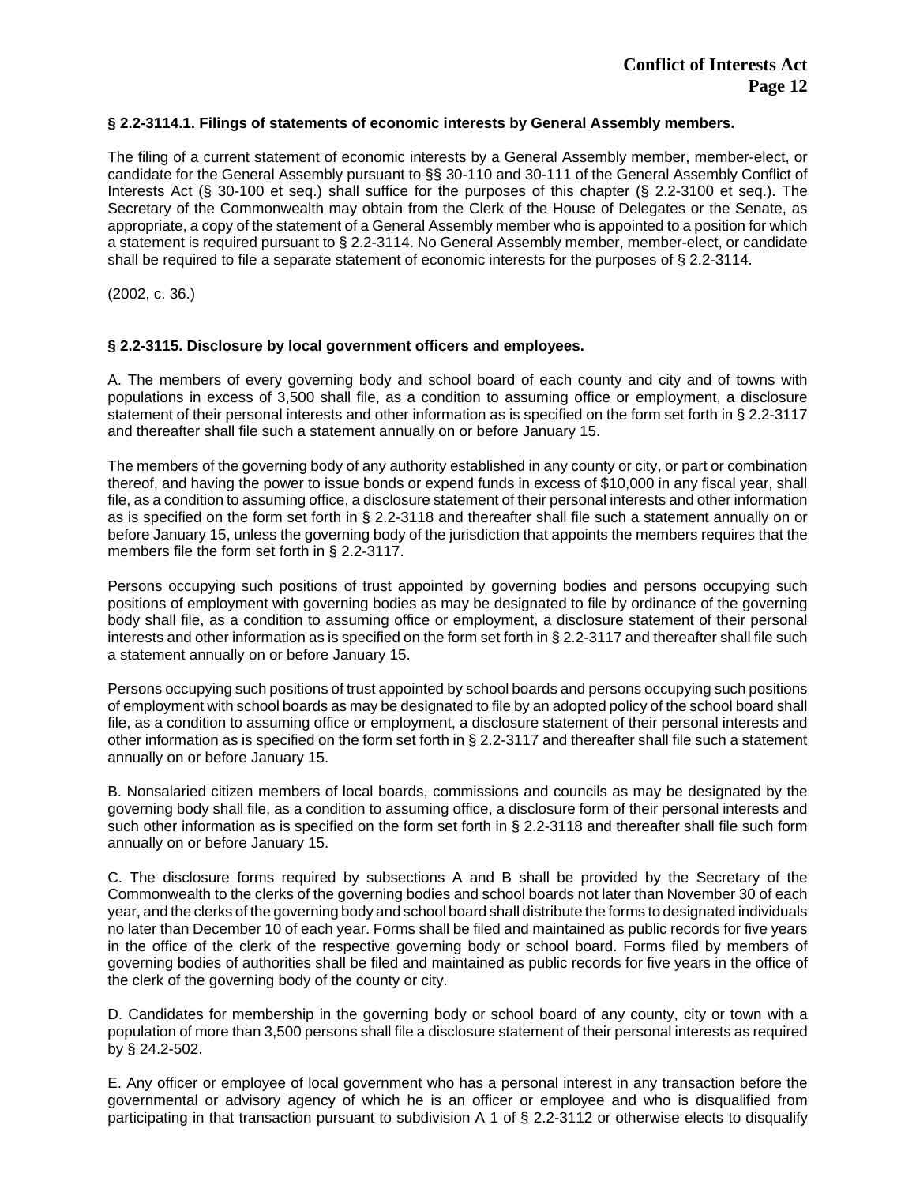### § 2.2-3114.1. Filings of statements of economic interests by General Assembly members.

The filing of a current statement of economic interests by a General Assembly member, member-elect, or candidate for the General Assembly pursuant to §§ 30-110 and 30-111 of the General Assembly Conflict of Interests Act (§ 30-100 et seq.) shall suffice for the purposes of this chapter (§ 2.2-3100 et seq.). The Secretary of the Commonwealth may obtain from the Clerk of the House of Delegates or the Senate, as appropriate, a copy of the statement of a General Assembly member who is appointed to a position for which a statement is required pursuant to § 2.2-3114. No General Assembly member, member-elect, or candidate shall be required to file a separate statement of economic interests for the purposes of § 2.2-3114.

(2002, c. 36.)

### § 2.2-3115. Disclosure by local government officers and employees.

A. The members of every governing body and school board of each county and city and of towns with populations in excess of 3,500 shall file, as a condition to assuming office or employment, a disclosure statement of their personal interests and other information as is specified on the form set forth in § 2.2-3117 and thereafter shall file such a statement annually on or before January 15.

The members of the governing body of any authority established in any county or city, or part or combination thereof, and having the power to issue bonds or expend funds in excess of $10,000 in any fiscal year, shall file, as a condition to assuming office, a disclosure statement of their personal interests and other information as is specified on the form set forth in § 2.2-3118 and thereafter shall file such a statement annually on or before January 15, unless the governing body of the jurisdiction that appoints the members requires that the members file the form set forth in § 2.2-3117.

Persons occupying such positions of trust appointed by governing bodies and persons occupying such positions of employment with governing bodies as may be designated to file by ordinance of the governing body shall file, as a condition to assuming office or employment, a disclosure statement of their personal interests and other information as is specified on the form set forth in § 2.2-3117 and thereafter shall file such a statement annually on or before January 15.

Persons occupying such positions of trust appointed by school boards and persons occupying such positions of employment with school boards as may be designated to file by an adopted policy of the school board shall file, as a condition to assuming office or employment, a disclosure statement of their personal interests and other information as is specified on the form set forth in § 2.2-3117 and thereafter shall file such a statement annually on or before January 15.

B. Nonsalaried citizen members of local boards, commissions and councils as may be designated by the governing body shall file, as a condition to assuming office, a disclosure form of their personal interests and such other information as is specified on the form set forth in § 2.2-3118 and thereafter shall file such form annually on or before January 15.

C. The disclosure forms required by subsections A and B shall be provided by the Secretary of the Commonwealth to the clerks of the governing bodies and school boards not later than November 30 of each year, and the clerks of the governing body and school board shall distribute the forms to designated individuals no later than December 10 of each year. Forms shall be filed and maintained as public records for five years in the office of the clerk of the respective governing body or school board. Forms filed by members of governing bodies of authorities shall be filed and maintained as public records for five years in the office of the clerk of the governing body of the county or city.

D. Candidates for membership in the governing body or school board of any county, city or town with a population of more than 3,500 persons shall file a disclosure statement of their personal interests as required by § 24.2-502.

E. Any officer or employee of local government who has a personal interest in any transaction before the governmental or advisory agency of which he is an officer or employee and who is disqualified from participating in that transaction pursuant to subdivision A 1 of § 2.2-3112 or otherwise elects to disqualify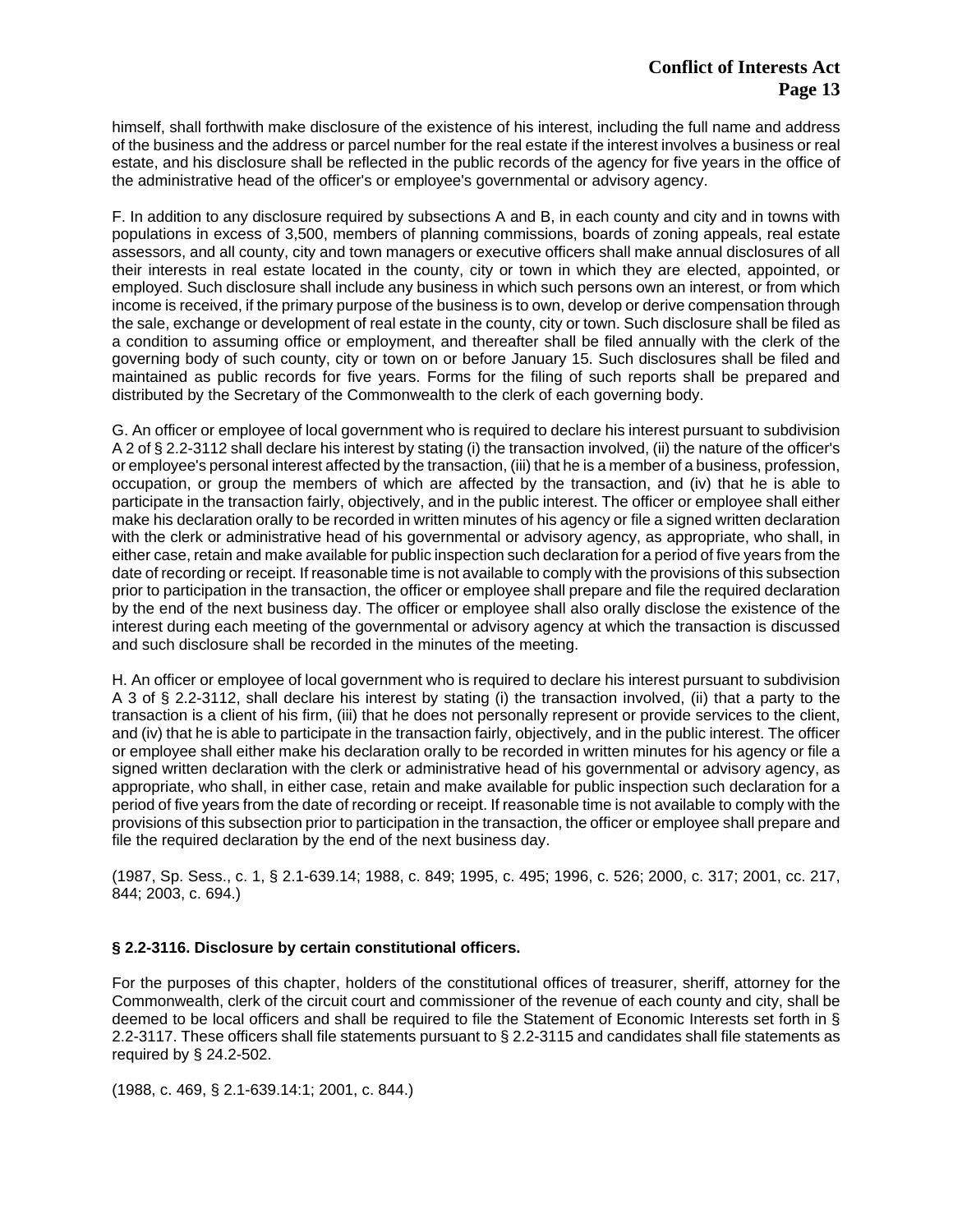himself, shall forthwith make disclosure of the existence of his interest, including the full name and address of the business and the address or parcel number for the real estate if the interest involves a business or real estate, and his disclosure shall be reflected in the public records of the agency for five years in the office of the administrative head of the officer's or employee's governmental or advisory agency.

F. In addition to any disclosure required by subsections A and B, in each county and city and in towns with populations in excess of 3,500, members of planning commissions, boards of zoning appeals, real estate assessors, and all county, city and town managers or executive officers shall make annual disclosures of all their interests in real estate located in the county, city or town in which they are elected, appointed, or employed. Such disclosure shall include any business in which such persons own an interest, or from which income is received, if the primary purpose of the business is to own, develop or derive compensation through the sale, exchange or development of real estate in the county, city or town. Such disclosure shall be filed as a condition to assuming office or employment, and thereafter shall be filed annually with the clerk of the governing body of such county, city or town on or before January 15. Such disclosures shall be filed and maintained as public records for five years. Forms for the filing of such reports shall be prepared and distributed by the Secretary of the Commonwealth to the clerk of each governing body.

G. An officer or employee of local government who is required to declare his interest pursuant to subdivision A 2 of § 2.2-3112 shall declare his interest by stating (i) the transaction involved, (ii) the nature of the officer's or employee's personal interest affected by the transaction, (iii) that he is a member of a business, profession, occupation, or group the members of which are affected by the transaction, and (iv) that he is able to participate in the transaction fairly, objectively, and in the public interest. The officer or employee shall either make his declaration orally to be recorded in written minutes of his agency or file a signed written declaration with the clerk or administrative head of his governmental or advisory agency, as appropriate, who shall, in either case, retain and make available for public inspection such declaration for a period of five years from the date of recording or receipt. If reasonable time is not available to comply with the provisions of this subsection prior to participation in the transaction, the officer or employee shall prepare and file the required declaration by the end of the next business day. The officer or employee shall also orally disclose the existence of the interest during each meeting of the governmental or advisory agency at which the transaction is discussed and such disclosure shall be recorded in the minutes of the meeting.

H. An officer or employee of local government who is required to declare his interest pursuant to subdivision A 3 of § 2.2-3112, shall declare his interest by stating (i) the transaction involved, (ii) that a party to the transaction is a client of his firm, (iii) that he does not personally represent or provide services to the client, and (iv) that he is able to participate in the transaction fairly, objectively, and in the public interest. The officer or employee shall either make his declaration orally to be recorded in written minutes for his agency or file a signed written declaration with the clerk or administrative head of his governmental or advisory agency, as appropriate, who shall, in either case, retain and make available for public inspection such declaration for a period of five years from the date of recording or receipt. If reasonable time is not available to comply with the provisions of this subsection prior to participation in the transaction, the officer or employee shall prepare and file the required declaration by the end of the next business day.

(1987, Sp. Sess., c. 1, § 2.1-639.14; 1988, c. 849; 1995, c. 495; 1996, c. 526; 2000, c. 317; 2001, cc. 217, 844; 2003, c. 694.)

### § 2.2-3116. Disclosure by certain constitutional officers.

For the purposes of this chapter, holders of the constitutional offices of treasurer, sheriff, attorney for the Commonwealth, clerk of the circuit court and commissioner of the revenue of each county and city, shall be deemed to be local officers and shall be required to file the Statement of Economic Interests set forth in § 2.2-3117. These officers shall file statements pursuant to § 2.2-3115 and candidates shall file statements as required by § 24.2-502.

(1988, c. 469, § 2.1-639.14:1; 2001, c. 844.)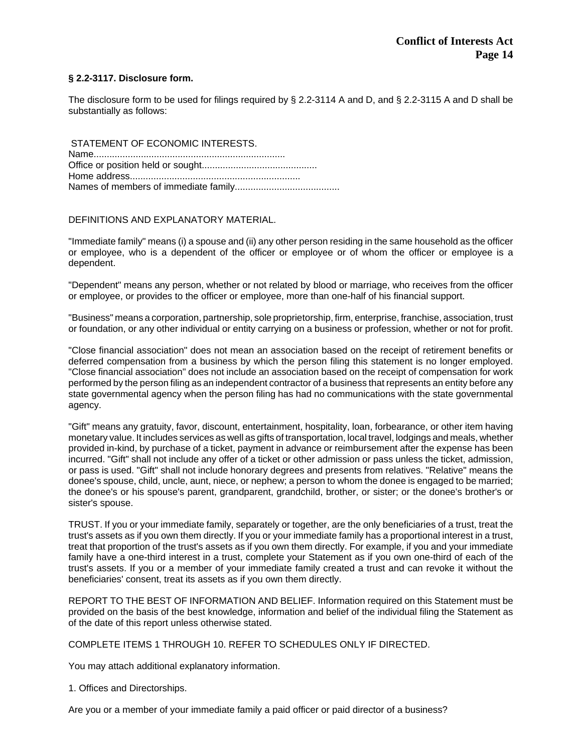**§ 2.2-3117. Disclosure form.**

The disclosure form to be used for filings required by § 2.2-3114 A and D, and § 2.2-3115 A and D shall be substantially as follows:

STATEMENT OF ECONOMIC INTERESTS.
Name.........................................................................
Office or position held or sought............................................
Home address.................................................................
Names of members of immediate family........................................

DEFINITIONS AND EXPLANATORY MATERIAL.

"Immediate family" means (i) a spouse and (ii) any other person residing in the same household as the officer or employee, who is a dependent of the officer or employee or of whom the officer or employee is a dependent.

"Dependent" means any person, whether or not related by blood or marriage, who receives from the officer or employee, or provides to the officer or employee, more than one-half of his financial support.

"Business" means a corporation, partnership, sole proprietorship, firm, enterprise, franchise, association, trust or foundation, or any other individual or entity carrying on a business or profession, whether or not for profit.

"Close financial association" does not mean an association based on the receipt of retirement benefits or deferred compensation from a business by which the person filing this statement is no longer employed. "Close financial association" does not include an association based on the receipt of compensation for work performed by the person filing as an independent contractor of a business that represents an entity before any state governmental agency when the person filing has had no communications with the state governmental agency.

"Gift" means any gratuity, favor, discount, entertainment, hospitality, loan, forbearance, or other item having monetary value. It includes services as well as gifts of transportation, local travel, lodgings and meals, whether provided in-kind, by purchase of a ticket, payment in advance or reimbursement after the expense has been incurred. "Gift" shall not include any offer of a ticket or other admission or pass unless the ticket, admission, or pass is used. "Gift" shall not include honorary degrees and presents from relatives. "Relative" means the donee's spouse, child, uncle, aunt, niece, or nephew; a person to whom the donee is engaged to be married; the donee's or his spouse's parent, grandparent, grandchild, brother, or sister; or the donee's brother's or sister's spouse.

TRUST. If you or your immediate family, separately or together, are the only beneficiaries of a trust, treat the trust's assets as if you own them directly. If you or your immediate family has a proportional interest in a trust, treat that proportion of the trust's assets as if you own them directly. For example, if you and your immediate family have a one-third interest in a trust, complete your Statement as if you own one-third of each of the trust's assets. If you or a member of your immediate family created a trust and can revoke it without the beneficiaries' consent, treat its assets as if you own them directly.

REPORT TO THE BEST OF INFORMATION AND BELIEF. Information required on this Statement must be provided on the basis of the best knowledge, information and belief of the individual filing the Statement as of the date of this report unless otherwise stated.

COMPLETE ITEMS 1 THROUGH 10. REFER TO SCHEDULES ONLY IF DIRECTED.

You may attach additional explanatory information.

1. Offices and Directorships.

Are you or a member of your immediate family a paid officer or paid director of a business?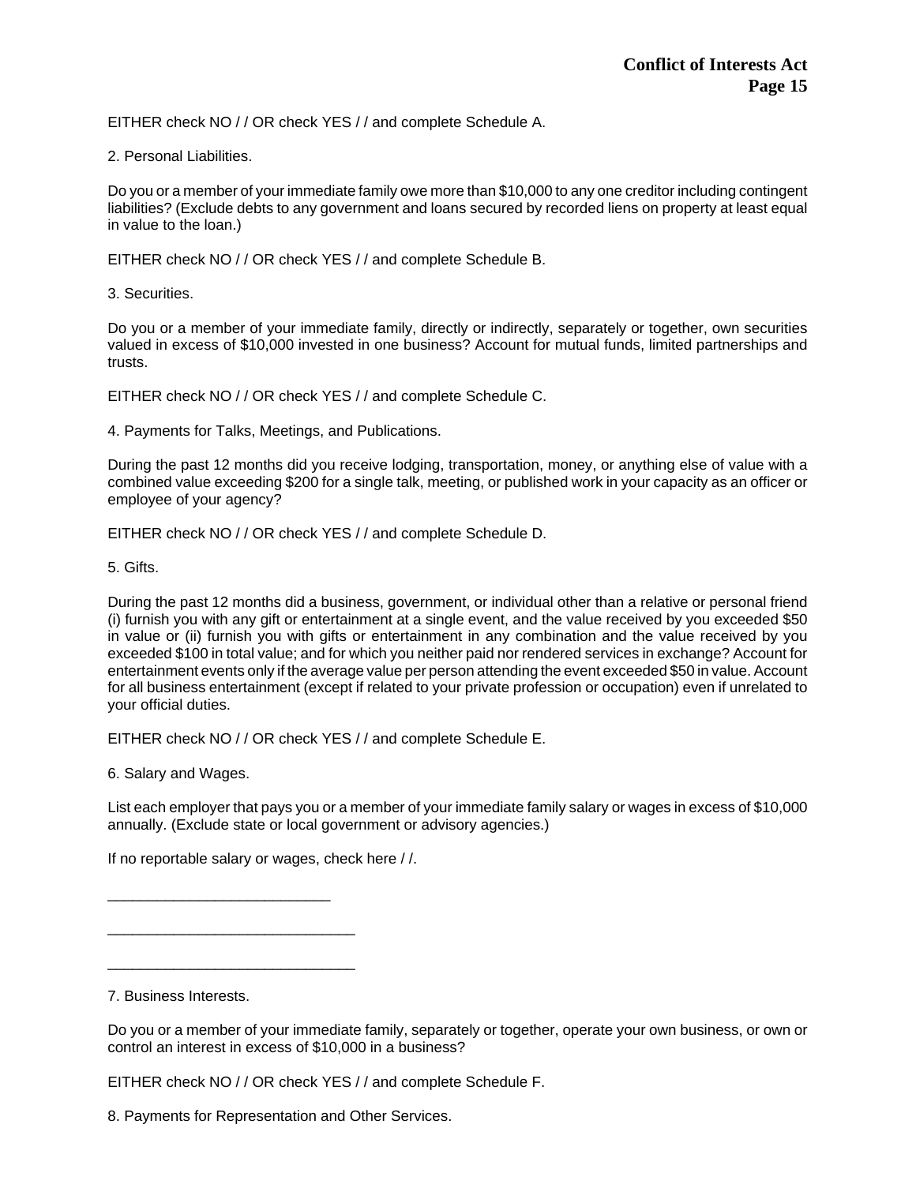EITHER check NO / / OR check YES / / and complete Schedule A.

2. Personal Liabilities.

Do you or a member of your immediate family owe more than $10,000 to any one creditor including contingent liabilities? (Exclude debts to any government and loans secured by recorded liens on property at least equal in value to the loan.)

EITHER check NO / / OR check YES / / and complete Schedule B.

3. Securities.

Do you or a member of your immediate family, directly or indirectly, separately or together, own securities valued in excess of $10,000 invested in one business? Account for mutual funds, limited partnerships and trusts.

EITHER check NO / / OR check YES / / and complete Schedule C.

4. Payments for Talks, Meetings, and Publications.

During the past 12 months did you receive lodging, transportation, money, or anything else of value with a combined value exceeding $200 for a single talk, meeting, or published work in your capacity as an officer or employee of your agency?

EITHER check NO / / OR check YES / / and complete Schedule D.

5. Gifts.

During the past 12 months did a business, government, or individual other than a relative or personal friend (i) furnish you with any gift or entertainment at a single event, and the value received by you exceeded $50 in value or (ii) furnish you with gifts or entertainment in any combination and the value received by you exceeded $100 in total value; and for which you neither paid nor rendered services in exchange? Account for entertainment events only if the average value per person attending the event exceeded $50 in value. Account for all business entertainment (except if related to your private profession or occupation) even if unrelated to your official duties.

EITHER check NO / / OR check YES / / and complete Schedule E.

6. Salary and Wages.

List each employer that pays you or a member of your immediate family salary or wages in excess of $10,000 annually. (Exclude state or local government or advisory agencies.)

If no reportable salary or wages, check here / /.

___________________________

______________________________

______________________________

7. Business Interests.

Do you or a member of your immediate family, separately or together, operate your own business, or own or control an interest in excess of $10,000 in a business?

EITHER check NO / / OR check YES / / and complete Schedule F.

8. Payments for Representation and Other Services.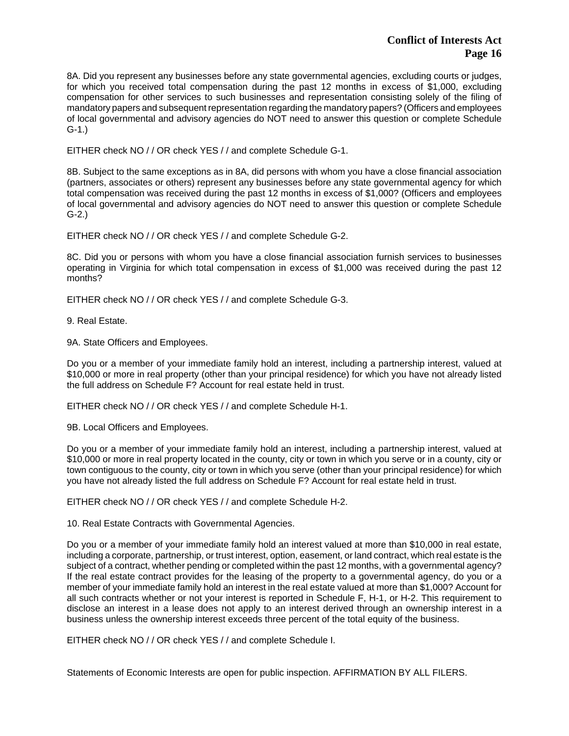8A. Did you represent any businesses before any state governmental agencies, excluding courts or judges, for which you received total compensation during the past 12 months in excess of $1,000, excluding compensation for other services to such businesses and representation consisting solely of the filing of mandatory papers and subsequent representation regarding the mandatory papers? (Officers and employees of local governmental and advisory agencies do NOT need to answer this question or complete Schedule G-1.)

EITHER check NO / / OR check YES / / and complete Schedule G-1.

8B. Subject to the same exceptions as in 8A, did persons with whom you have a close financial association (partners, associates or others) represent any businesses before any state governmental agency for which total compensation was received during the past 12 months in excess of $1,000? (Officers and employees of local governmental and advisory agencies do NOT need to answer this question or complete Schedule G-2.)

EITHER check NO / / OR check YES / / and complete Schedule G-2.

8C. Did you or persons with whom you have a close financial association furnish services to businesses operating in Virginia for which total compensation in excess of $1,000 was received during the past 12 months?

EITHER check NO / / OR check YES / / and complete Schedule G-3.

9. Real Estate.

9A. State Officers and Employees.

Do you or a member of your immediate family hold an interest, including a partnership interest, valued at $10,000 or more in real property (other than your principal residence) for which you have not already listed the full address on Schedule F? Account for real estate held in trust.

EITHER check NO / / OR check YES / / and complete Schedule H-1.

9B. Local Officers and Employees.

Do you or a member of your immediate family hold an interest, including a partnership interest, valued at $10,000 or more in real property located in the county, city or town in which you serve or in a county, city or town contiguous to the county, city or town in which you serve (other than your principal residence) for which you have not already listed the full address on Schedule F? Account for real estate held in trust.

EITHER check NO / / OR check YES / / and complete Schedule H-2.

10. Real Estate Contracts with Governmental Agencies.

Do you or a member of your immediate family hold an interest valued at more than $10,000 in real estate, including a corporate, partnership, or trust interest, option, easement, or land contract, which real estate is the subject of a contract, whether pending or completed within the past 12 months, with a governmental agency? If the real estate contract provides for the leasing of the property to a governmental agency, do you or a member of your immediate family hold an interest in the real estate valued at more than $1,000? Account for all such contracts whether or not your interest is reported in Schedule F, H-1, or H-2. This requirement to disclose an interest in a lease does not apply to an interest derived through an ownership interest in a business unless the ownership interest exceeds three percent of the total equity of the business.

EITHER check NO / / OR check YES / / and complete Schedule I.

Statements of Economic Interests are open for public inspection. AFFIRMATION BY ALL FILERS.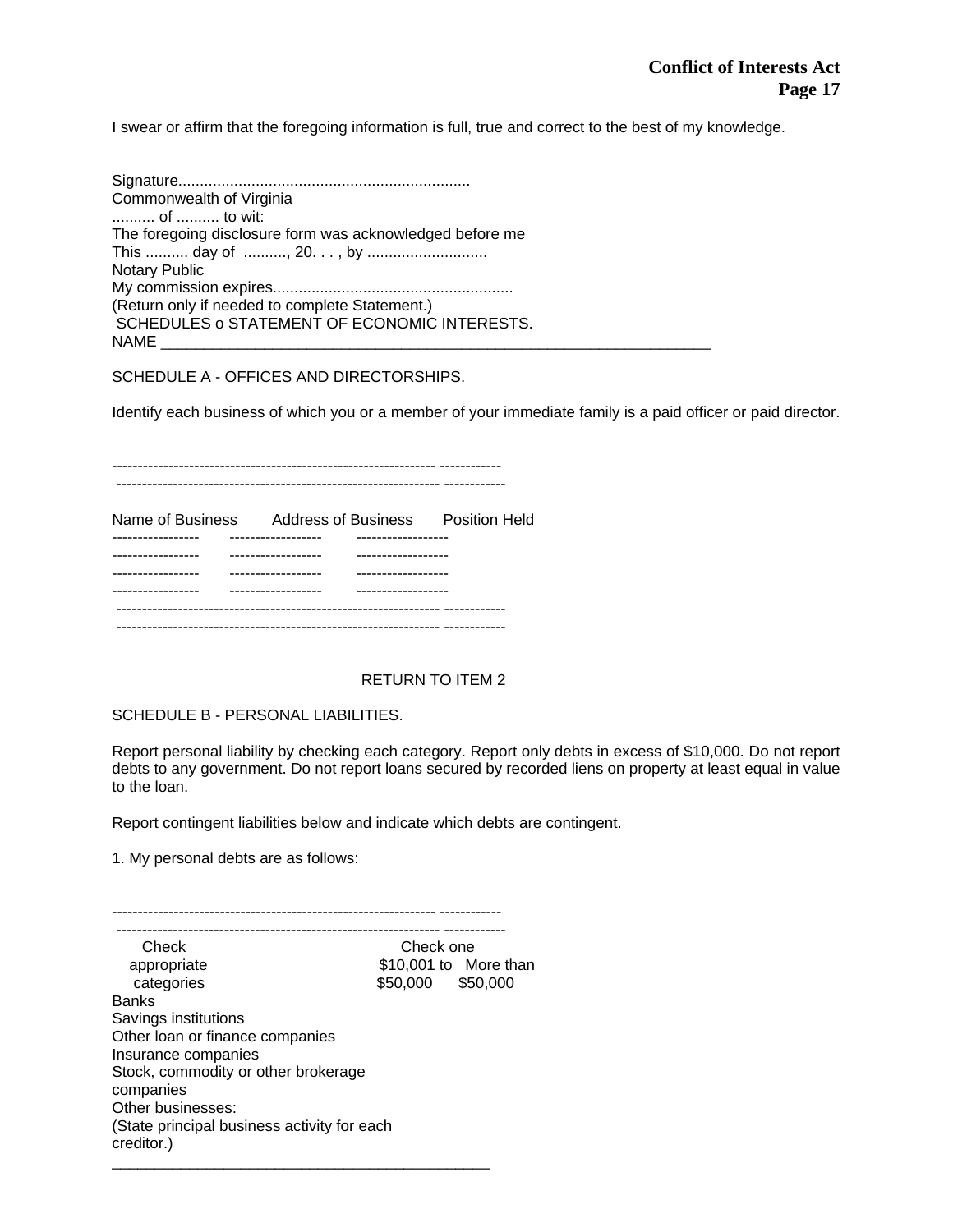I swear or affirm that the foregoing information is full, true and correct to the best of my knowledge.

Signature....................................................................
Commonwealth of Virginia
.......... of .......... to wit:
The foregoing disclosure form was acknowledged before me
This .......... day of .........., 20. . . , by ............................
Notary Public
My commission expires.......................................................
(Return only if needed to complete Statement.)
SCHEDULES o STATEMENT OF ECONOMIC INTERESTS.
NAME ____________________________________________________________________

SCHEDULE A - OFFICES AND DIRECTORSHIPS.

Identify each business of which you or a member of your immediate family is a paid officer or paid director.

| Name of Business | Address of Business | Position Held |
|---|---|---|
| ----------------- | ------------------ | ------------------ |
| ----------------- | ------------------ | ------------------ |
| ----------------- | ------------------ | ------------------ |
| ----------------- | ------------------ | ------------------ |

RETURN TO ITEM 2

SCHEDULE B - PERSONAL LIABILITIES.

Report personal liability by checking each category. Report only debts in excess of $10,000. Do not report debts to any government. Do not report loans secured by recorded liens on property at least equal in value to the loan.

Report contingent liabilities below and indicate which debts are contingent.

1. My personal debts are as follows:

| Check appropriate categories | Check one: $10,001 to $50,000 | More than $50,000 |
|---|---|---|
| Banks | | |
| Savings institutions | | |
| Other loan or finance companies | | |
| Insurance companies | | |
| Stock, commodity or other brokerage companies | | |
| Other businesses: (State principal business activity for each creditor.) | | |

_______________________________________________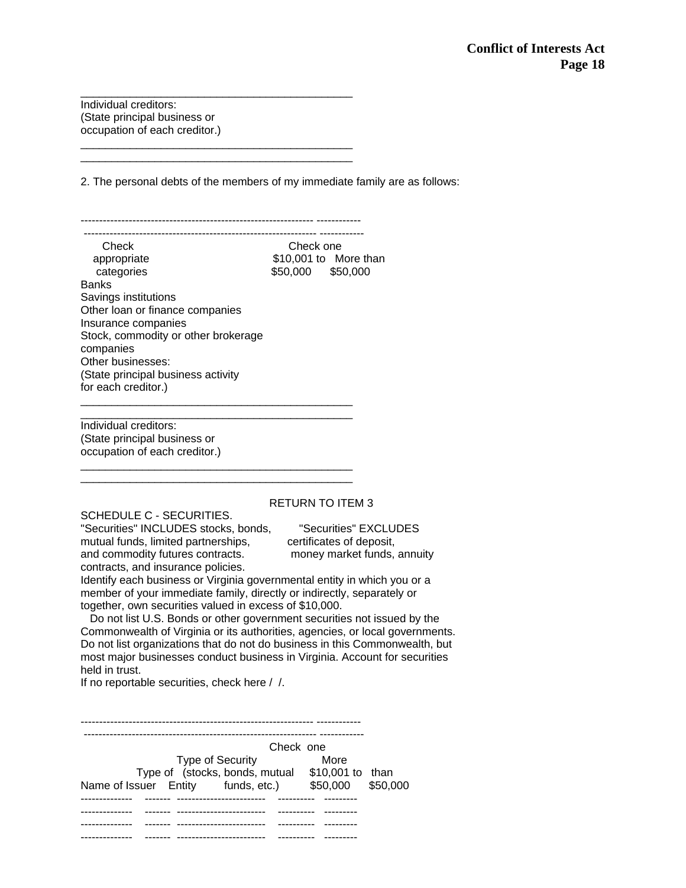\_\_\_\_\_\_\_\_\_\_\_\_\_\_\_\_\_\_\_\_\_\_\_\_\_\_\_\_\_\_\_\_\_\_\_\_\_\_\_\_\_\_\_\_\_

Individual creditors:
(State principal business or
occupation of each creditor.)

\_\_\_\_\_\_\_\_\_\_\_\_\_\_\_\_\_\_\_\_\_\_\_\_\_\_\_\_\_\_\_\_\_\_\_\_\_\_\_\_\_\_\_\_\_
\_\_\_\_\_\_\_\_\_\_\_\_\_\_\_\_\_\_\_\_\_\_\_\_\_\_\_\_\_\_\_\_\_\_\_\_\_\_\_\_\_\_\_\_\_

2. The personal debts of the members of my immediate family are as follows:

| Check appropriate categories | Check one: $10,001 to $50,000 | More than $50,000 |
|---|---|---|
| Banks | | |
| Savings institutions | | |
| Other loan or finance companies | | |
| Insurance companies | | |
| Stock, commodity or other brokerage companies | | |
| Other businesses: (State principal business activity for each creditor.) | | |
| \_\_\_\_\_\_\_\_\_\_\_\_\_\_\_\_\_\_\_\_\_\_\_\_\_\_\_\_\_\_\_\_\_\_\_\_\_\_\_\_\_\_\_\_\_ | | |
| \_\_\_\_\_\_\_\_\_\_\_\_\_\_\_\_\_\_\_\_\_\_\_\_\_\_\_\_\_\_\_\_\_\_\_\_\_\_\_\_\_\_\_\_\_ | | |
| Individual creditors: (State principal business or occupation of each creditor.) | | |
| \_\_\_\_\_\_\_\_\_\_\_\_\_\_\_\_\_\_\_\_\_\_\_\_\_\_\_\_\_\_\_\_\_\_\_\_\_\_\_\_\_\_\_\_\_ | | |
| \_\_\_\_\_\_\_\_\_\_\_\_\_\_\_\_\_\_\_\_\_\_\_\_\_\_\_\_\_\_\_\_\_\_\_\_\_\_\_\_\_\_\_\_\_ | | |

RETURN TO ITEM 3

SCHEDULE C - SECURITIES.

"Securities" INCLUDES stocks, bonds, mutual funds, limited partnerships, and commodity futures contracts.

"Securities" EXCLUDES certificates of deposit, money market funds, annuity contracts, and insurance policies.

Identify each business or Virginia governmental entity in which you or a member of your immediate family, directly or indirectly, separately or together, own securities valued in excess of $10,000.

Do not list U.S. Bonds or other government securities not issued by the Commonwealth of Virginia or its authorities, agencies, or local governments. Do not list organizations that do not do business in this Commonwealth, but most major businesses conduct business in Virginia. Account for securities held in trust.

If no reportable securities, check here /  /.

| Name of Issuer | Type of Entity | Type of Security (stocks, bonds, mutual funds, etc.) | Check one: $10,001 to $50,000 | More than $50,000 |
|---|---|---|---|---|
| -------------- | ------- | ------------------------ | ---------- | --------- |
| -------------- | ------- | ------------------------ | ---------- | --------- |
| -------------- | ------- | ------------------------ | ---------- | --------- |
| -------------- | ------- | ------------------------ | ---------- | --------- |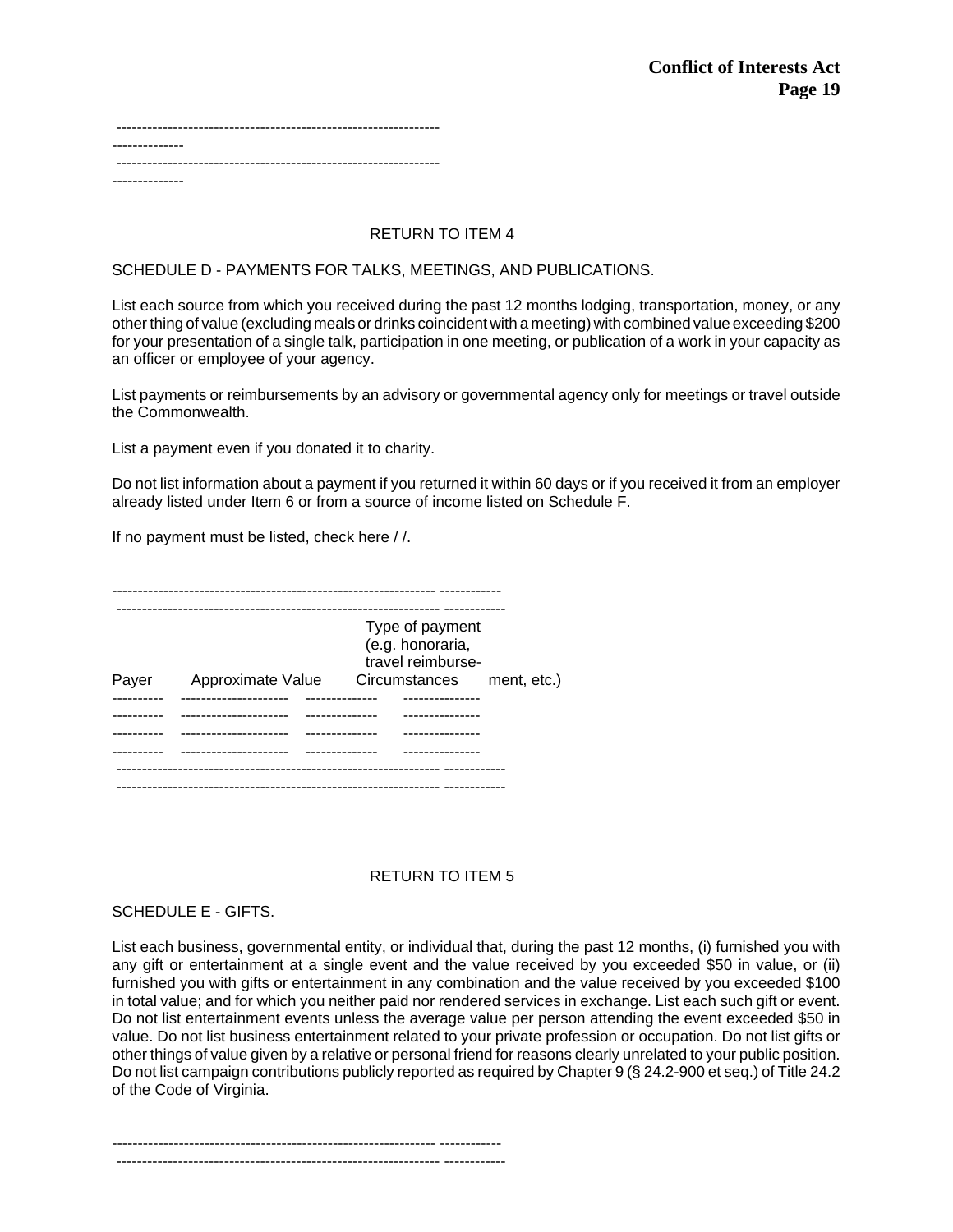RETURN TO ITEM 4

SCHEDULE D - PAYMENTS FOR TALKS, MEETINGS, AND PUBLICATIONS.

List each source from which you received during the past 12 months lodging, transportation, money, or any other thing of value (excluding meals or drinks coincident with a meeting) with combined value exceeding $200 for your presentation of a single talk, participation in one meeting, or publication of a work in your capacity as an officer or employee of your agency.

List payments or reimbursements by an advisory or governmental agency only for meetings or travel outside the Commonwealth.

List a payment even if you donated it to charity.

Do not list information about a payment if you returned it within 60 days or if you received it from an employer already listed under Item 6 or from a source of income listed on Schedule F.

If no payment must be listed, check here / /.

| Payer | Approximate Value | Circumstances | Type of payment (e.g. honoraria, travel reimbursement, etc.) |
|---|---|---|---|
| | | | |
| | | | |
| | | | |
| | | | |

RETURN TO ITEM 5

SCHEDULE E - GIFTS.

List each business, governmental entity, or individual that, during the past 12 months, (i) furnished you with any gift or entertainment at a single event and the value received by you exceeded $50 in value, or (ii) furnished you with gifts or entertainment in any combination and the value received by you exceeded $100 in total value; and for which you neither paid nor rendered services in exchange. List each such gift or event. Do not list entertainment events unless the average value per person attending the event exceeded $50 in value. Do not list business entertainment related to your private profession or occupation. Do not list gifts or other things of value given by a relative or personal friend for reasons clearly unrelated to your public position. Do not list campaign contributions publicly reported as required by Chapter 9 (§ 24.2-900 et seq.) of Title 24.2 of the Code of Virginia.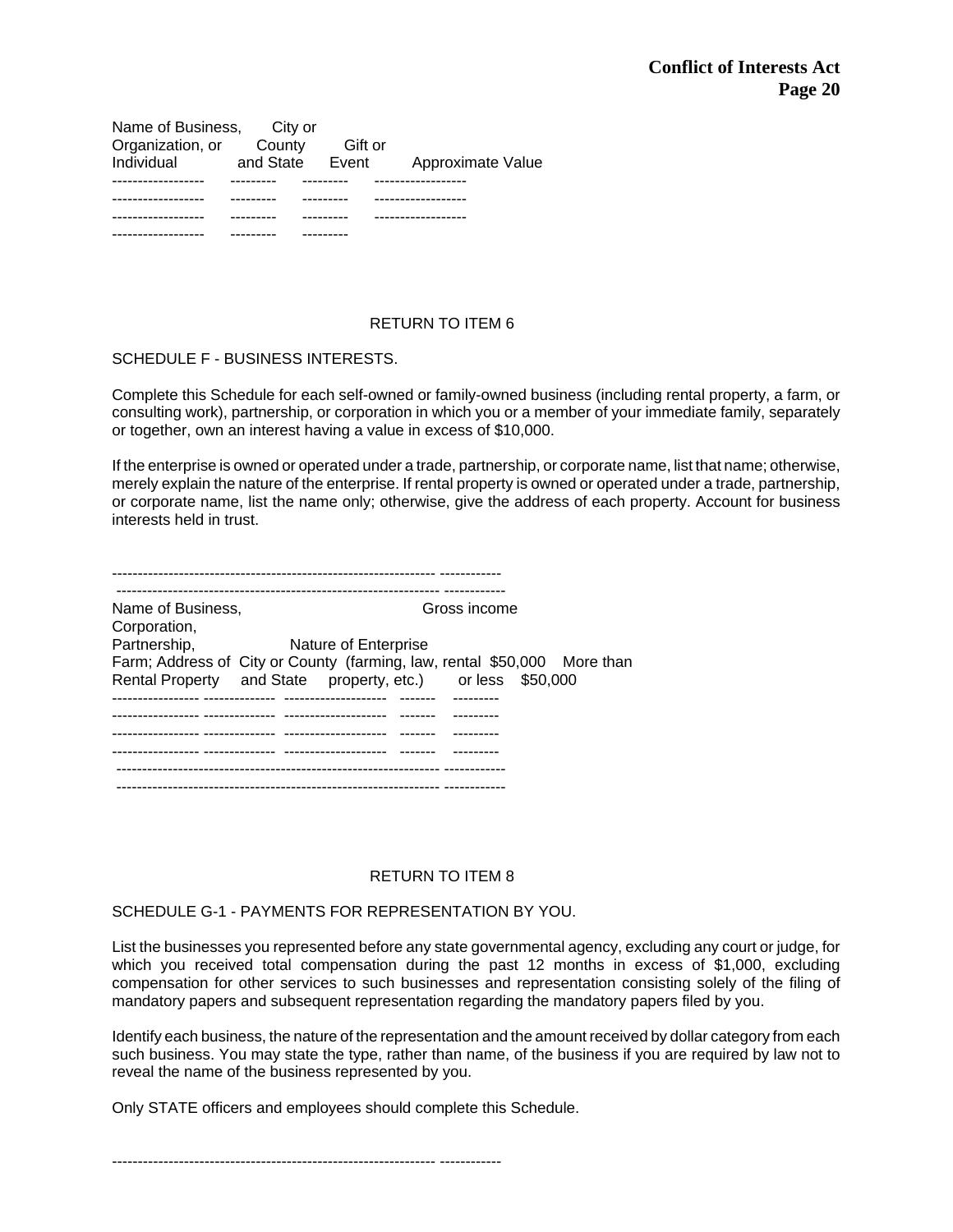| Name of Business, Organization, or Individual | City or County and State | Gift or Event | Approximate Value |
|---|---|---|---|
| | | | |
| | | | |
| | | | |
| | | | |

RETURN TO ITEM 6

SCHEDULE F - BUSINESS INTERESTS.

Complete this Schedule for each self-owned or family-owned business (including rental property, a farm, or consulting work), partnership, or corporation in which you or a member of your immediate family, separately or together, own an interest having a value in excess of $10,000.

If the enterprise is owned or operated under a trade, partnership, or corporate name, list that name; otherwise, merely explain the nature of the enterprise. If rental property is owned or operated under a trade, partnership, or corporate name, list the name only; otherwise, give the address of each property. Account for business interests held in trust.

| Name of Business, Corporation, Partnership, Farm; Address of Rental Property | City or County and State | Nature of Enterprise (farming, law, rental property, etc.) | Gross income $50,000 or less | Gross income More than $50,000 |
|---|---|---|---|---|
| | | | | |
| | | | | |
| | | | | |
| | | | | |

RETURN TO ITEM 8

SCHEDULE G-1 - PAYMENTS FOR REPRESENTATION BY YOU.

List the businesses you represented before any state governmental agency, excluding any court or judge, for which you received total compensation during the past 12 months in excess of $1,000, excluding compensation for other services to such businesses and representation consisting solely of the filing of mandatory papers and subsequent representation regarding the mandatory papers filed by you.

Identify each business, the nature of the representation and the amount received by dollar category from each such business. You may state the type, rather than name, of the business if you are required by law not to reveal the name of the business represented by you.

Only STATE officers and employees should complete this Schedule.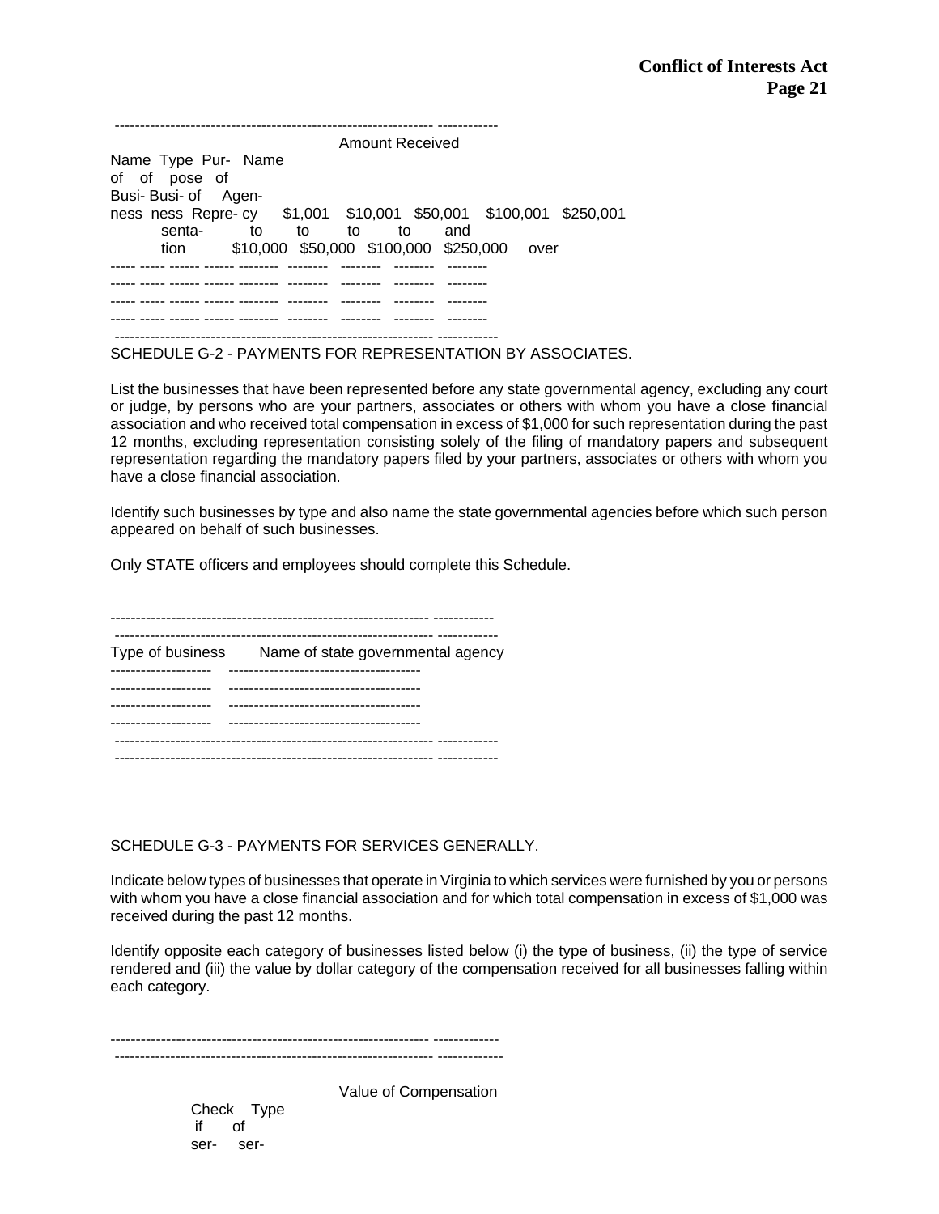| Name of Business | Type of Business | Purpose of Representation | Name of Agency | Amount Received | | | | |
|---|---|---|---|---|---|---|---|---|
| | | | | $1,001 to $10,000 | $10,001 to $50,000 | $50,001 to $100,000 | $100,001 to $250,000 | $250,001 and over |
| | | | | | | | | |
| | | | | | | | | |
| | | | | | | | | |
| | | | | | | | | |

SCHEDULE G-2 - PAYMENTS FOR REPRESENTATION BY ASSOCIATES.

List the businesses that have been represented before any state governmental agency, excluding any court or judge, by persons who are your partners, associates or others with whom you have a close financial association and who received total compensation in excess of $1,000 for such representation during the past 12 months, excluding representation consisting solely of the filing of mandatory papers and subsequent representation regarding the mandatory papers filed by your partners, associates or others with whom you have a close financial association.

Identify such businesses by type and also name the state governmental agencies before which such person appeared on behalf of such businesses.

Only STATE officers and employees should complete this Schedule.

| Type of business | Name of state governmental agency |
|---|---|
| | |
| | |
| | |
| | |

SCHEDULE G-3 - PAYMENTS FOR SERVICES GENERALLY.

Indicate below types of businesses that operate in Virginia to which services were furnished by you or persons with whom you have a close financial association and for which total compensation in excess of $1,000 was received during the past 12 months.

Identify opposite each category of businesses listed below (i) the type of business, (ii) the type of service rendered and (iii) the value by dollar category of the compensation received for all businesses falling within each category.

Value of Compensation

Check if ser- | Type of ser-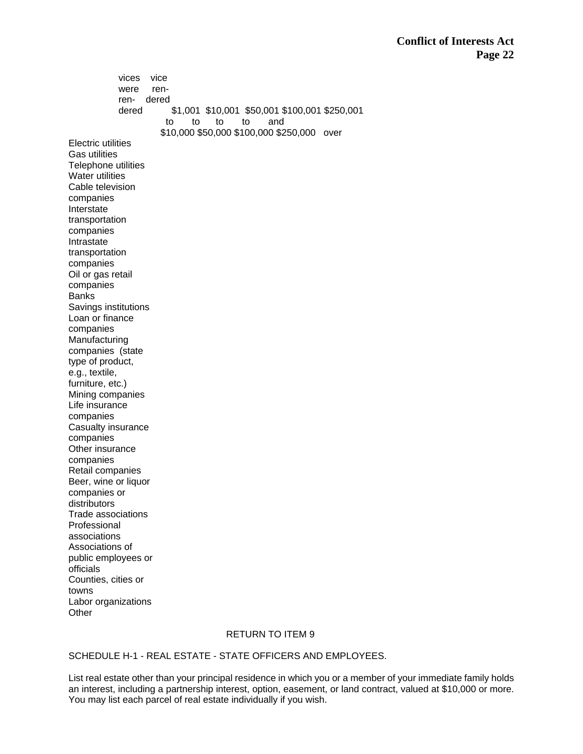| | vices were rendered | vice rendered | $1,001 to $10,000 | $10,001 to $50,000 | $50,001 to $100,000 | $100,001 to $250,000 | $250,001 and over |
|---|---|---|---|---|---|---|---|
| Electric utilities | | | | | | | |
| Gas utilities | | | | | | | |
| Telephone utilities | | | | | | | |
| Water utilities | | | | | | | |
| Cable television companies | | | | | | | |
| Interstate transportation companies | | | | | | | |
| Intrastate transportation companies | | | | | | | |
| Oil or gas retail companies | | | | | | | |
| Banks | | | | | | | |
| Savings institutions | | | | | | | |
| Loan or finance companies | | | | | | | |
| Manufacturing companies (state type of product, e.g., textile, furniture, etc.) | | | | | | | |
| Mining companies | | | | | | | |
| Life insurance companies | | | | | | | |
| Casualty insurance companies | | | | | | | |
| Other insurance companies | | | | | | | |
| Retail companies | | | | | | | |
| Beer, wine or liquor companies or distributors | | | | | | | |
| Trade associations | | | | | | | |
| Professional associations | | | | | | | |
| Associations of public employees or officials | | | | | | | |
| Counties, cities or towns | | | | | | | |
| Labor organizations | | | | | | | |
| Other | | | | | | | |

RETURN TO ITEM 9

SCHEDULE H-1 - REAL ESTATE - STATE OFFICERS AND EMPLOYEES.

List real estate other than your principal residence in which you or a member of your immediate family holds an interest, including a partnership interest, option, easement, or land contract, valued at $10,000 or more. You may list each parcel of real estate individually if you wish.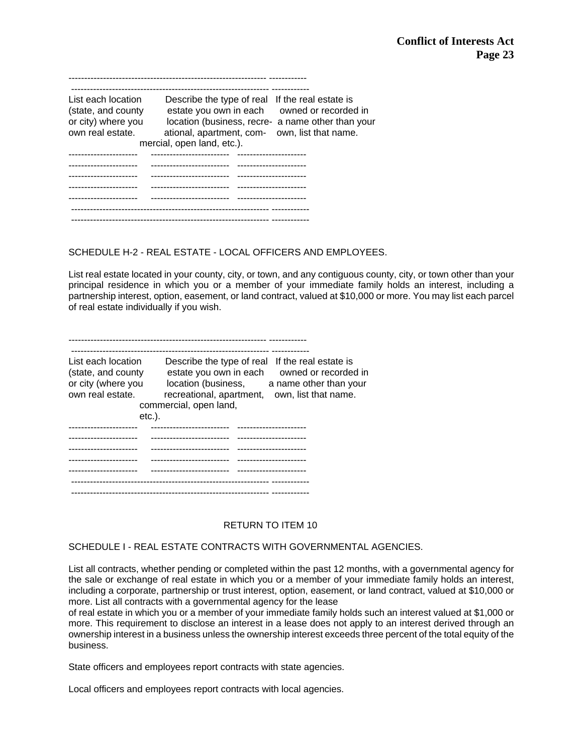| List each location (state, and county or city) where you own real estate. | Describe the type of real estate you own in each location (business, recreational, apartment, commercial, open land, etc.). | If the real estate is owned or recorded in a name other than your own, list that name. |
|---|---|---|
| | | |
| | | |
| | | |
| | | |
| | | |

SCHEDULE H-2 - REAL ESTATE - LOCAL OFFICERS AND EMPLOYEES.

List real estate located in your county, city, or town, and any contiguous county, city, or town other than your principal residence in which you or a member of your immediate family holds an interest, including a partnership interest, option, easement, or land contract, valued at $10,000 or more. You may list each parcel of real estate individually if you wish.

| List each location (state, and county or city (where you own real estate. | Describe the type of real estate you own in each location (business, recreational, apartment, commercial, open land, etc.). | If the real estate is owned or recorded in a name other than your own, list that name. |
|---|---|---|
| | | |
| | | |
| | | |
| | | |
| | | |

RETURN TO ITEM 10

SCHEDULE I - REAL ESTATE CONTRACTS WITH GOVERNMENTAL AGENCIES.

List all contracts, whether pending or completed within the past 12 months, with a governmental agency for the sale or exchange of real estate in which you or a member of your immediate family holds an interest, including a corporate, partnership or trust interest, option, easement, or land contract, valued at $10,000 or more. List all contracts with a governmental agency for the lease of real estate in which you or a member of your immediate family holds such an interest valued at $1,000 or more. This requirement to disclose an interest in a lease does not apply to an interest derived through an ownership interest in a business unless the ownership interest exceeds three percent of the total equity of the business.

State officers and employees report contracts with state agencies.

Local officers and employees report contracts with local agencies.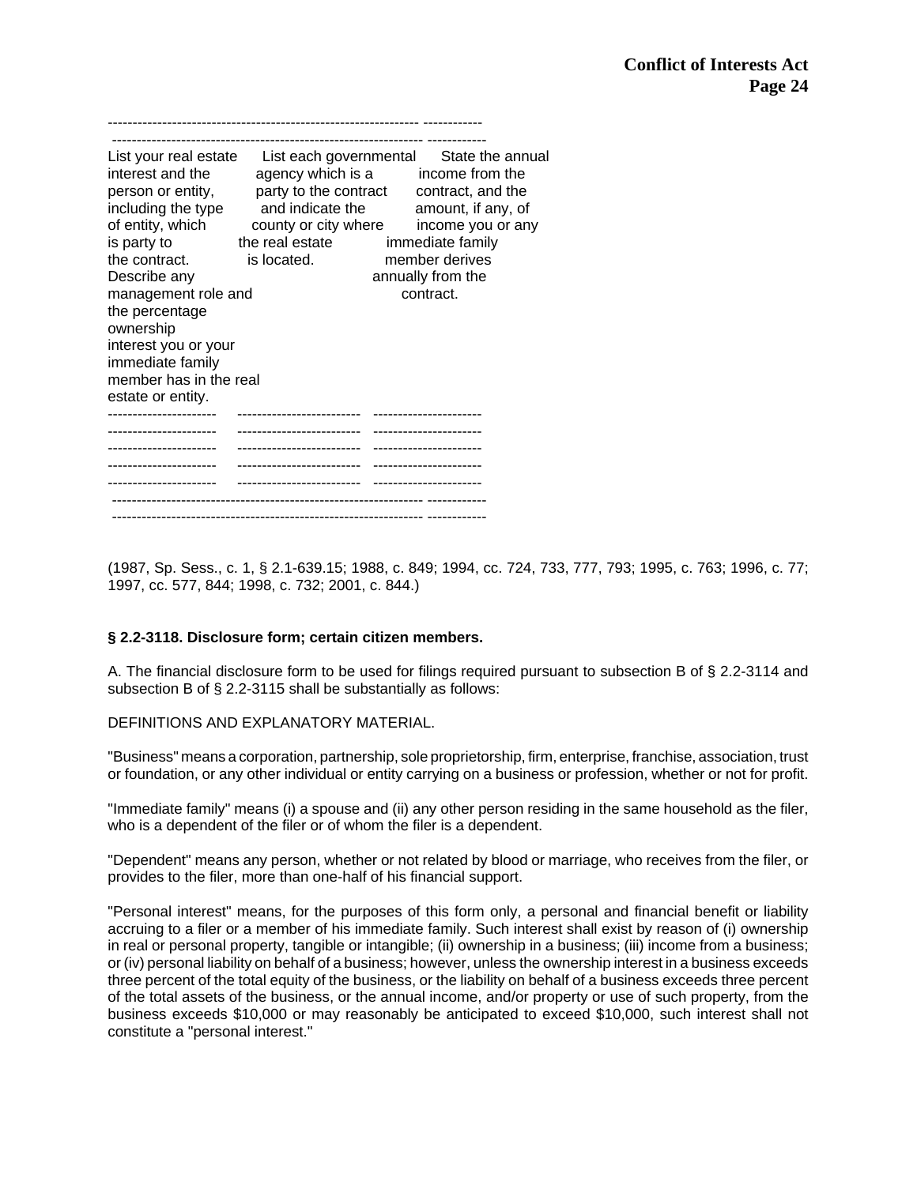| List your real estate interest and the person or entity, including the type of entity, which is party to the contract. Describe any management role and the percentage ownership interest you or your immediate family member has in the real estate or entity. | List each governmental agency which is a party to the contract and indicate the county or city where the real estate is located. | State the annual income from the contract, and the amount, if any, of income you or any immediate family member derives annually from the contract. |
|---|---|---|
| | | |
| | | |
| | | |
| | | |
| | | |

(1987, Sp. Sess., c. 1, § 2.1-639.15; 1988, c. 849; 1994, cc. 724, 733, 777, 793; 1995, c. 763; 1996, c. 77; 1997, cc. 577, 844; 1998, c. 732; 2001, c. 844.)

**§ 2.2-3118. Disclosure form; certain citizen members.**

A. The financial disclosure form to be used for filings required pursuant to subsection B of § 2.2-3114 and subsection B of § 2.2-3115 shall be substantially as follows:

DEFINITIONS AND EXPLANATORY MATERIAL.

"Business" means a corporation, partnership, sole proprietorship, firm, enterprise, franchise, association, trust or foundation, or any other individual or entity carrying on a business or profession, whether or not for profit.

"Immediate family" means (i) a spouse and (ii) any other person residing in the same household as the filer, who is a dependent of the filer or of whom the filer is a dependent.

"Dependent" means any person, whether or not related by blood or marriage, who receives from the filer, or provides to the filer, more than one-half of his financial support.

"Personal interest" means, for the purposes of this form only, a personal and financial benefit or liability accruing to a filer or a member of his immediate family. Such interest shall exist by reason of (i) ownership in real or personal property, tangible or intangible; (ii) ownership in a business; (iii) income from a business; or (iv) personal liability on behalf of a business; however, unless the ownership interest in a business exceeds three percent of the total equity of the business, or the liability on behalf of a business exceeds three percent of the total assets of the business, or the annual income, and/or property or use of such property, from the business exceeds $10,000 or may reasonably be anticipated to exceed $10,000, such interest shall not constitute a "personal interest."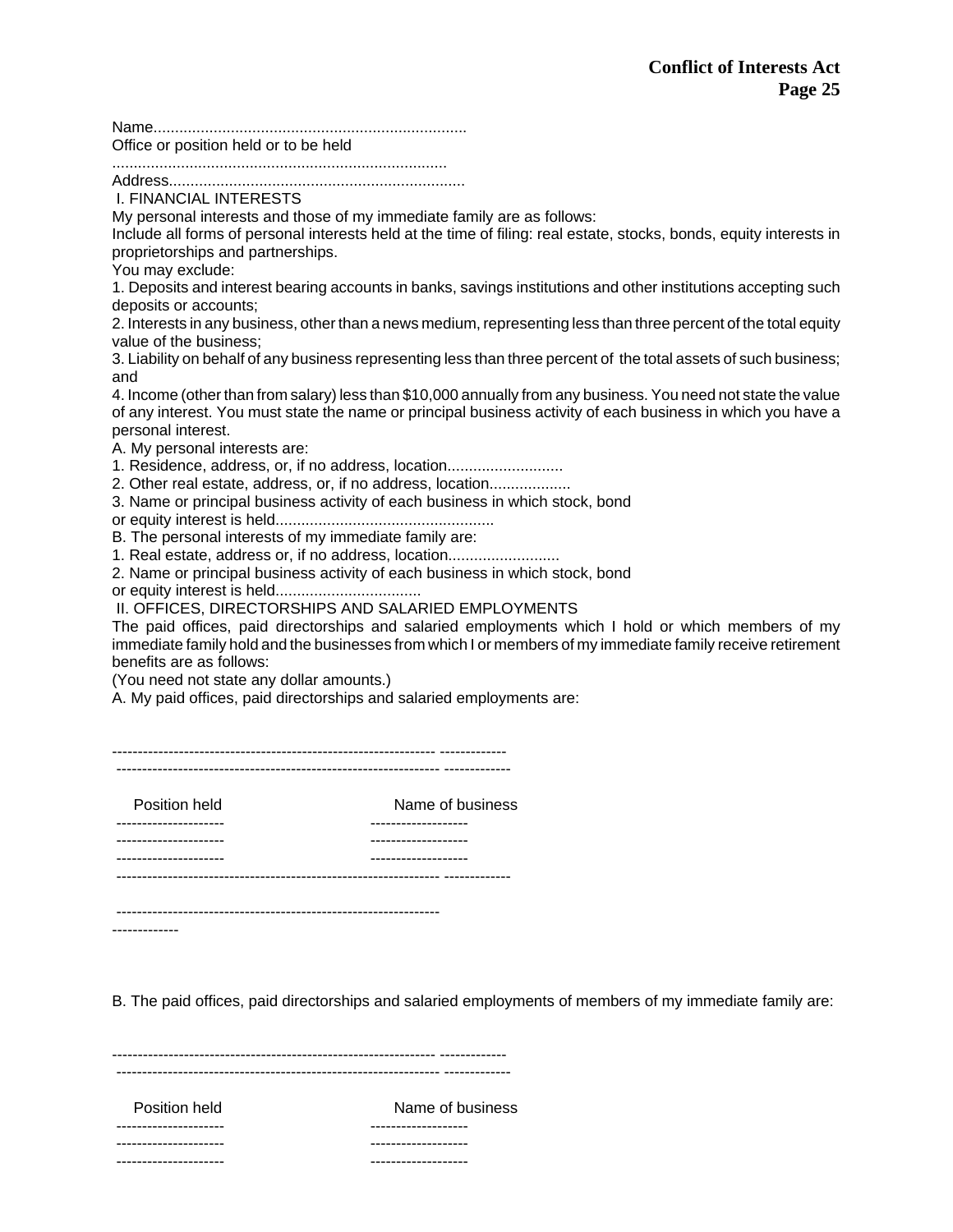Name.........................................................................

Office or position held or to be held

.............................................................................

Address.....................................................................

I. FINANCIAL INTERESTS

My personal interests and those of my immediate family are as follows:

Include all forms of personal interests held at the time of filing: real estate, stocks, bonds, equity interests in proprietorships and partnerships.

You may exclude:

1. Deposits and interest bearing accounts in banks, savings institutions and other institutions accepting such deposits or accounts;

2. Interests in any business, other than a news medium, representing less than three percent of the total equity value of the business;

3. Liability on behalf of any business representing less than three percent of the total assets of such business; and

4. Income (other than from salary) less than $10,000 annually from any business. You need not state the value of any interest. You must state the name or principal business activity of each business in which you have a personal interest.

A. My personal interests are:

1. Residence, address, or, if no address, location...........................

2. Other real estate, address, or, if no address, location..................

3. Name or principal business activity of each business in which stock, bond or equity interest is held..................................................

B. The personal interests of my immediate family are:

1. Real estate, address or, if no address, location..........................

2. Name or principal business activity of each business in which stock, bond or equity interest is held.................................

II. OFFICES, DIRECTORSHIPS AND SALARIED EMPLOYMENTS

The paid offices, paid directorships and salaried employments which I hold or which members of my immediate family hold and the businesses from which I or members of my immediate family receive retirement benefits are as follows:

(You need not state any dollar amounts.)

A. My paid offices, paid directorships and salaried employments are:

| Position held | Name of business |
|---|---|
| --------------------- | ------------------- |
| --------------------- | ------------------- |
| --------------------- | ------------------- |

B. The paid offices, paid directorships and salaried employments of members of my immediate family are:

| Position held | Name of business |
|---|---|
| --------------------- | ------------------- |
| --------------------- | ------------------- |
| --------------------- | ------------------- |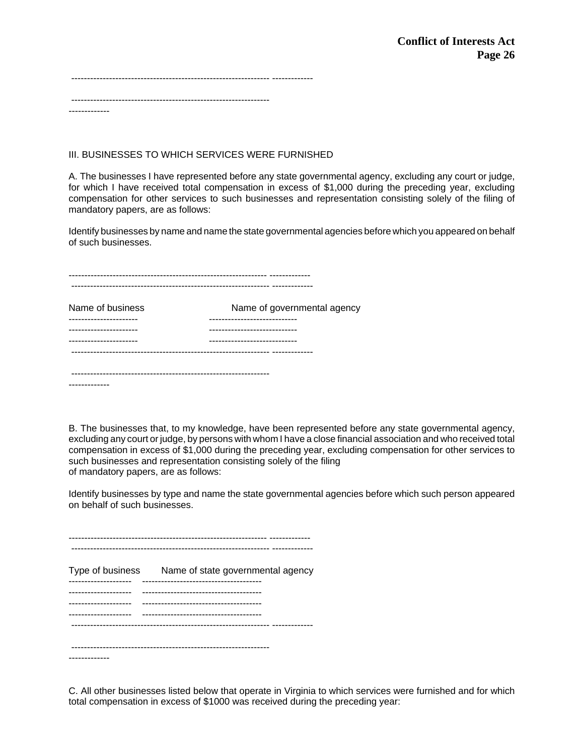III. BUSINESSES TO WHICH SERVICES WERE FURNISHED

A. The businesses I have represented before any state governmental agency, excluding any court or judge, for which I have received total compensation in excess of $1,000 during the preceding year, excluding compensation for other services to such businesses and representation consisting solely of the filing of mandatory papers, are as follows:

Identify businesses by name and name the state governmental agencies before which you appeared on behalf of such businesses.

| Name of business | Name of governmental agency |
| --- | --- |
| | |
| | |
| | |

B. The businesses that, to my knowledge, have been represented before any state governmental agency, excluding any court or judge, by persons with whom I have a close financial association and who received total compensation in excess of $1,000 during the preceding year, excluding compensation for other services to such businesses and representation consisting solely of the filing of mandatory papers, are as follows:

Identify businesses by type and name the state governmental agencies before which such person appeared on behalf of such businesses.

| Type of business | Name of state governmental agency |
| --- | --- |
| | |
| | |
| | |
| | |

C. All other businesses listed below that operate in Virginia to which services were furnished and for which total compensation in excess of $1000 was received during the preceding year: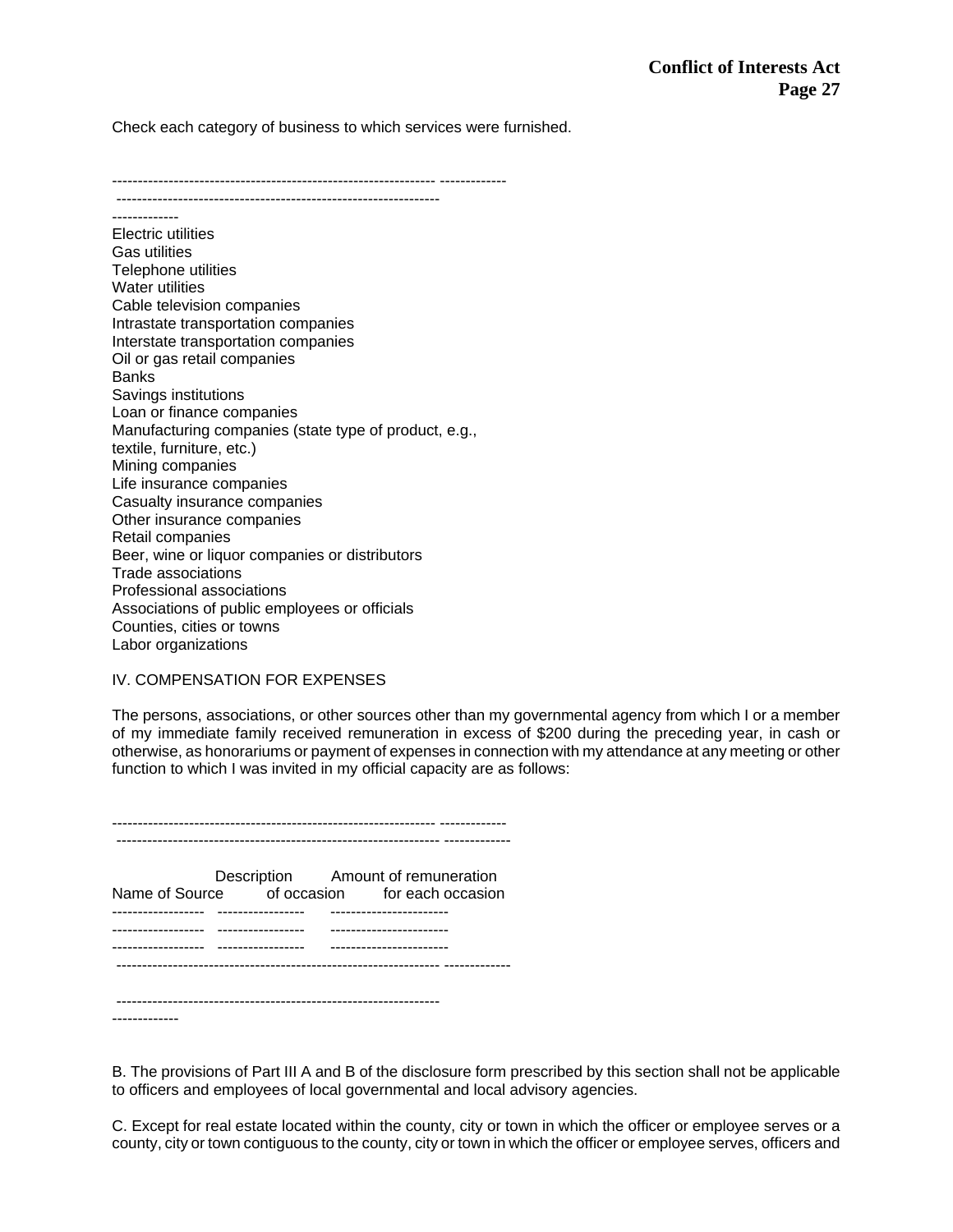Check each category of business to which services were furnished.

Electric utilities
Gas utilities
Telephone utilities
Water utilities
Cable television companies
Intrastate transportation companies
Interstate transportation companies
Oil or gas retail companies
Banks
Savings institutions
Loan or finance companies
Manufacturing companies (state type of product, e.g., textile, furniture, etc.)
Mining companies
Life insurance companies
Casualty insurance companies
Other insurance companies
Retail companies
Beer, wine or liquor companies or distributors
Trade associations
Professional associations
Associations of public employees or officials
Counties, cities or towns
Labor organizations

IV. COMPENSATION FOR EXPENSES

The persons, associations, or other sources other than my governmental agency from which I or a member of my immediate family received remuneration in excess of $200 during the preceding year, in cash or otherwise, as honorariums or payment of expenses in connection with my attendance at any meeting or other function to which I was invited in my official capacity are as follows:

| Name of Source | Description of occasion | Amount of remuneration for each occasion |
|---|---|---|
| | | |
| | | |
| | | |

B. The provisions of Part III A and B of the disclosure form prescribed by this section shall not be applicable to officers and employees of local governmental and local advisory agencies.

C. Except for real estate located within the county, city or town in which the officer or employee serves or a county, city or town contiguous to the county, city or town in which the officer or employee serves, officers and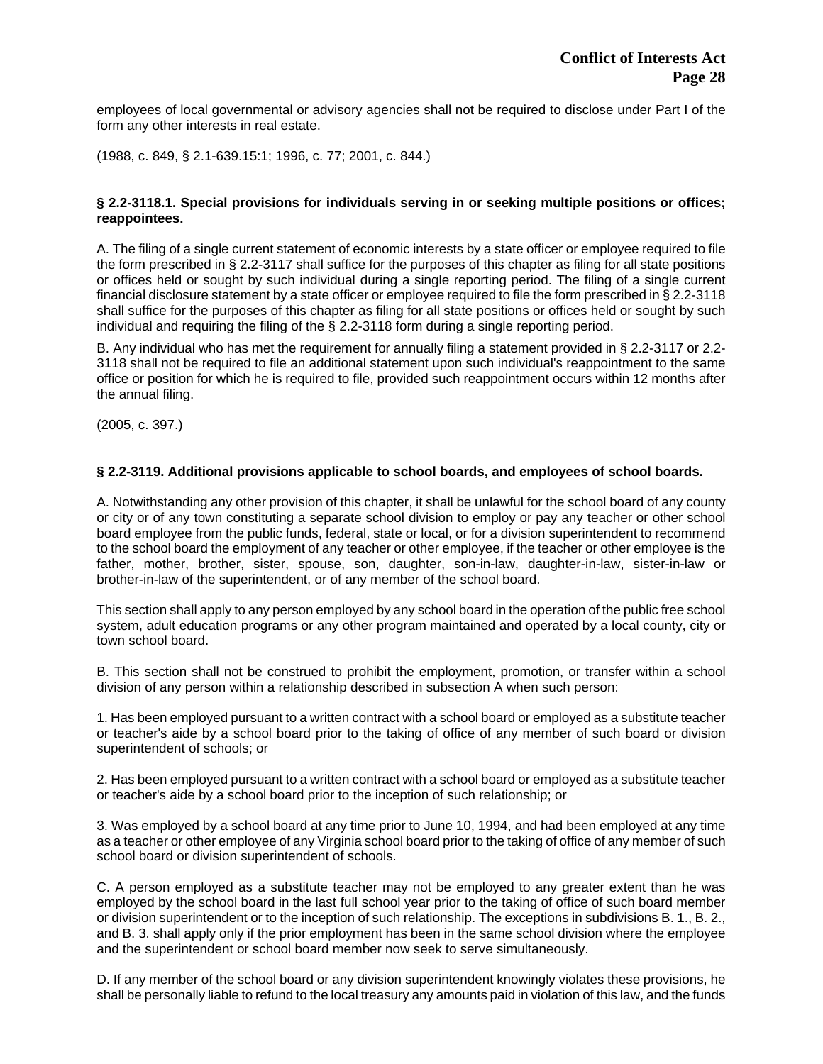employees of local governmental or advisory agencies shall not be required to disclose under Part I of the form any other interests in real estate.

(1988, c. 849, § 2.1-639.15:1; 1996, c. 77; 2001, c. 844.)

### § 2.2-3118.1. Special provisions for individuals serving in or seeking multiple positions or offices; reappointees.

A. The filing of a single current statement of economic interests by a state officer or employee required to file the form prescribed in § 2.2-3117 shall suffice for the purposes of this chapter as filing for all state positions or offices held or sought by such individual during a single reporting period. The filing of a single current financial disclosure statement by a state officer or employee required to file the form prescribed in § 2.2-3118 shall suffice for the purposes of this chapter as filing for all state positions or offices held or sought by such individual and requiring the filing of the § 2.2-3118 form during a single reporting period.

B. Any individual who has met the requirement for annually filing a statement provided in § 2.2-3117 or 2.2-3118 shall not be required to file an additional statement upon such individual's reappointment to the same office or position for which he is required to file, provided such reappointment occurs within 12 months after the annual filing.

(2005, c. 397.)

### § 2.2-3119. Additional provisions applicable to school boards, and employees of school boards.

A. Notwithstanding any other provision of this chapter, it shall be unlawful for the school board of any county or city or of any town constituting a separate school division to employ or pay any teacher or other school board employee from the public funds, federal, state or local, or for a division superintendent to recommend to the school board the employment of any teacher or other employee, if the teacher or other employee is the father, mother, brother, sister, spouse, son, daughter, son-in-law, daughter-in-law, sister-in-law or brother-in-law of the superintendent, or of any member of the school board.

This section shall apply to any person employed by any school board in the operation of the public free school system, adult education programs or any other program maintained and operated by a local county, city or town school board.

B. This section shall not be construed to prohibit the employment, promotion, or transfer within a school division of any person within a relationship described in subsection A when such person:

1. Has been employed pursuant to a written contract with a school board or employed as a substitute teacher or teacher's aide by a school board prior to the taking of office of any member of such board or division superintendent of schools; or

2. Has been employed pursuant to a written contract with a school board or employed as a substitute teacher or teacher's aide by a school board prior to the inception of such relationship; or

3. Was employed by a school board at any time prior to June 10, 1994, and had been employed at any time as a teacher or other employee of any Virginia school board prior to the taking of office of any member of such school board or division superintendent of schools.

C. A person employed as a substitute teacher may not be employed to any greater extent than he was employed by the school board in the last full school year prior to the taking of office of such board member or division superintendent or to the inception of such relationship. The exceptions in subdivisions B. 1., B. 2., and B. 3. shall apply only if the prior employment has been in the same school division where the employee and the superintendent or school board member now seek to serve simultaneously.

D. If any member of the school board or any division superintendent knowingly violates these provisions, he shall be personally liable to refund to the local treasury any amounts paid in violation of this law, and the funds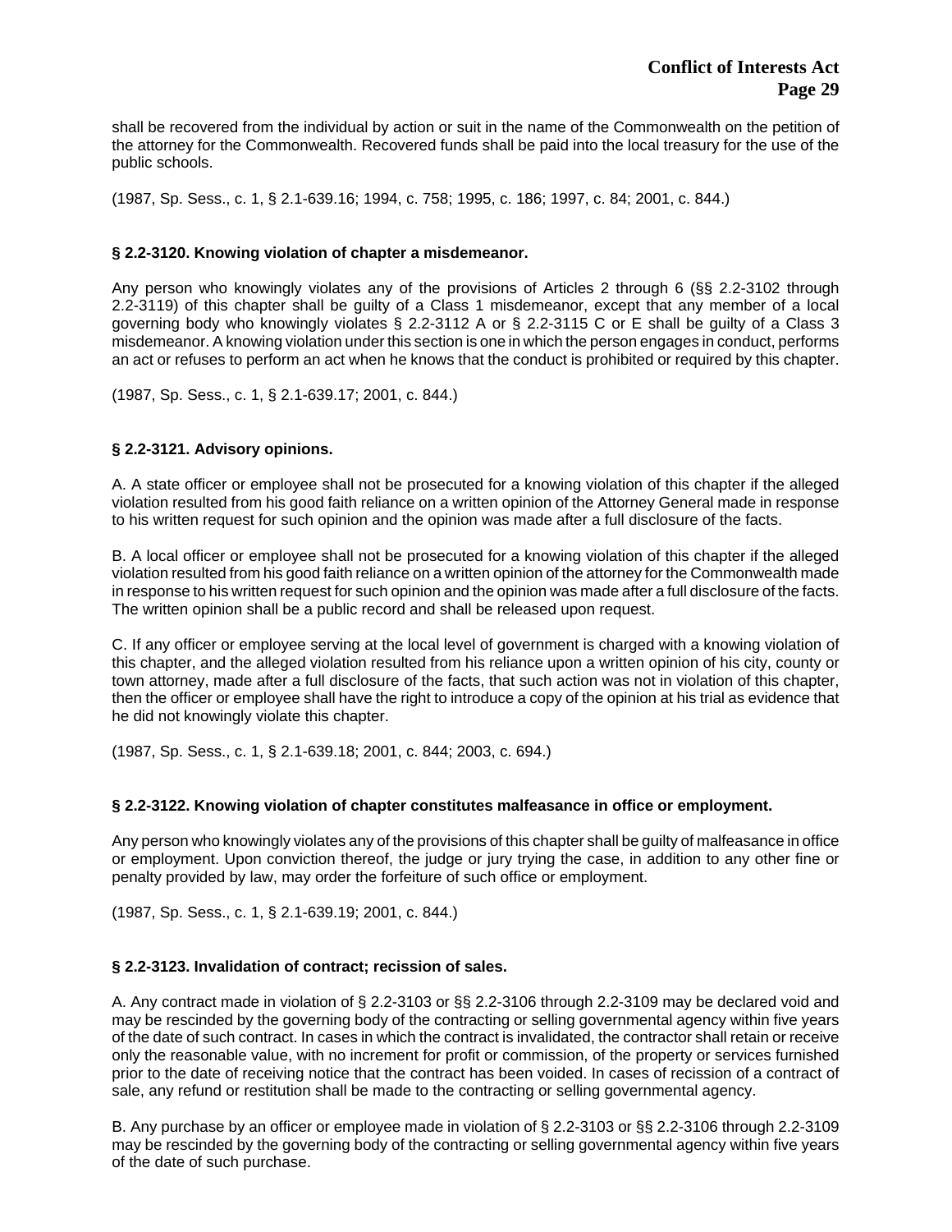shall be recovered from the individual by action or suit in the name of the Commonwealth on the petition of the attorney for the Commonwealth. Recovered funds shall be paid into the local treasury for the use of the public schools.

(1987, Sp. Sess., c. 1, § 2.1-639.16; 1994, c. 758; 1995, c. 186; 1997, c. 84; 2001, c. 844.)

**§ 2.2-3120. Knowing violation of chapter a misdemeanor.**

Any person who knowingly violates any of the provisions of Articles 2 through 6 (§§ 2.2-3102 through 2.2-3119) of this chapter shall be guilty of a Class 1 misdemeanor, except that any member of a local governing body who knowingly violates § 2.2-3112 A or § 2.2-3115 C or E shall be guilty of a Class 3 misdemeanor. A knowing violation under this section is one in which the person engages in conduct, performs an act or refuses to perform an act when he knows that the conduct is prohibited or required by this chapter.

(1987, Sp. Sess., c. 1, § 2.1-639.17; 2001, c. 844.)

**§ 2.2-3121. Advisory opinions.**

A. A state officer or employee shall not be prosecuted for a knowing violation of this chapter if the alleged violation resulted from his good faith reliance on a written opinion of the Attorney General made in response to his written request for such opinion and the opinion was made after a full disclosure of the facts.

B. A local officer or employee shall not be prosecuted for a knowing violation of this chapter if the alleged violation resulted from his good faith reliance on a written opinion of the attorney for the Commonwealth made in response to his written request for such opinion and the opinion was made after a full disclosure of the facts. The written opinion shall be a public record and shall be released upon request.

C. If any officer or employee serving at the local level of government is charged with a knowing violation of this chapter, and the alleged violation resulted from his reliance upon a written opinion of his city, county or town attorney, made after a full disclosure of the facts, that such action was not in violation of this chapter, then the officer or employee shall have the right to introduce a copy of the opinion at his trial as evidence that he did not knowingly violate this chapter.

(1987, Sp. Sess., c. 1, § 2.1-639.18; 2001, c. 844; 2003, c. 694.)

**§ 2.2-3122. Knowing violation of chapter constitutes malfeasance in office or employment.**

Any person who knowingly violates any of the provisions of this chapter shall be guilty of malfeasance in office or employment. Upon conviction thereof, the judge or jury trying the case, in addition to any other fine or penalty provided by law, may order the forfeiture of such office or employment.

(1987, Sp. Sess., c. 1, § 2.1-639.19; 2001, c. 844.)

**§ 2.2-3123. Invalidation of contract; recission of sales.**

A. Any contract made in violation of § 2.2-3103 or §§ 2.2-3106 through 2.2-3109 may be declared void and may be rescinded by the governing body of the contracting or selling governmental agency within five years of the date of such contract. In cases in which the contract is invalidated, the contractor shall retain or receive only the reasonable value, with no increment for profit or commission, of the property or services furnished prior to the date of receiving notice that the contract has been voided. In cases of recission of a contract of sale, any refund or restitution shall be made to the contracting or selling governmental agency.

B. Any purchase by an officer or employee made in violation of § 2.2-3103 or §§ 2.2-3106 through 2.2-3109 may be rescinded by the governing body of the contracting or selling governmental agency within five years of the date of such purchase.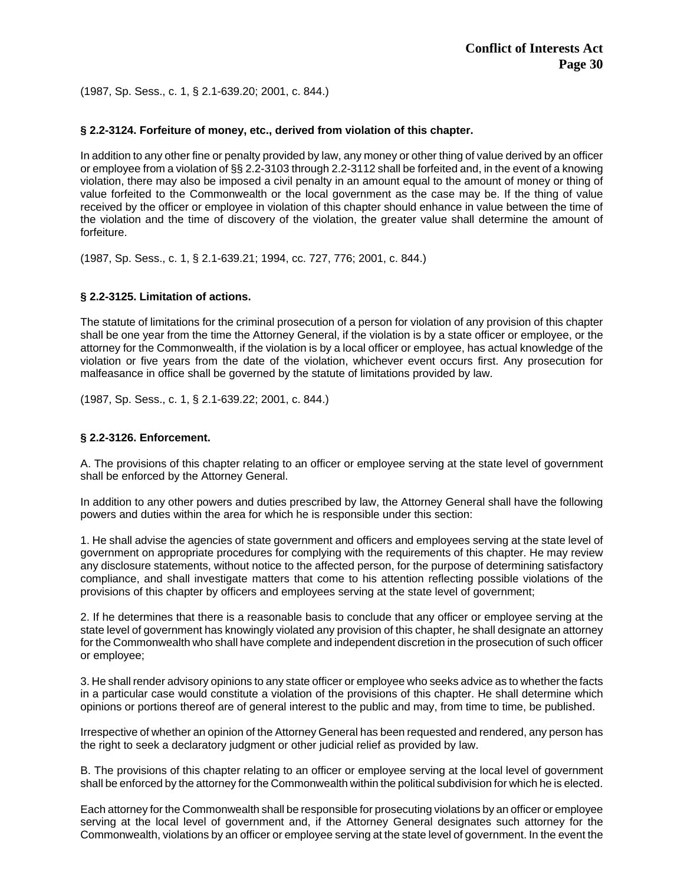(1987, Sp. Sess., c. 1, § 2.1-639.20; 2001, c. 844.)

### § 2.2-3124. Forfeiture of money, etc., derived from violation of this chapter.

In addition to any other fine or penalty provided by law, any money or other thing of value derived by an officer or employee from a violation of §§ 2.2-3103 through 2.2-3112 shall be forfeited and, in the event of a knowing violation, there may also be imposed a civil penalty in an amount equal to the amount of money or thing of value forfeited to the Commonwealth or the local government as the case may be. If the thing of value received by the officer or employee in violation of this chapter should enhance in value between the time of the violation and the time of discovery of the violation, the greater value shall determine the amount of forfeiture.

(1987, Sp. Sess., c. 1, § 2.1-639.21; 1994, cc. 727, 776; 2001, c. 844.)

### § 2.2-3125. Limitation of actions.

The statute of limitations for the criminal prosecution of a person for violation of any provision of this chapter shall be one year from the time the Attorney General, if the violation is by a state officer or employee, or the attorney for the Commonwealth, if the violation is by a local officer or employee, has actual knowledge of the violation or five years from the date of the violation, whichever event occurs first. Any prosecution for malfeasance in office shall be governed by the statute of limitations provided by law.

(1987, Sp. Sess., c. 1, § 2.1-639.22; 2001, c. 844.)

### § 2.2-3126. Enforcement.

A. The provisions of this chapter relating to an officer or employee serving at the state level of government shall be enforced by the Attorney General.

In addition to any other powers and duties prescribed by law, the Attorney General shall have the following powers and duties within the area for which he is responsible under this section:

1. He shall advise the agencies of state government and officers and employees serving at the state level of government on appropriate procedures for complying with the requirements of this chapter. He may review any disclosure statements, without notice to the affected person, for the purpose of determining satisfactory compliance, and shall investigate matters that come to his attention reflecting possible violations of the provisions of this chapter by officers and employees serving at the state level of government;

2. If he determines that there is a reasonable basis to conclude that any officer or employee serving at the state level of government has knowingly violated any provision of this chapter, he shall designate an attorney for the Commonwealth who shall have complete and independent discretion in the prosecution of such officer or employee;

3. He shall render advisory opinions to any state officer or employee who seeks advice as to whether the facts in a particular case would constitute a violation of the provisions of this chapter. He shall determine which opinions or portions thereof are of general interest to the public and may, from time to time, be published.

Irrespective of whether an opinion of the Attorney General has been requested and rendered, any person has the right to seek a declaratory judgment or other judicial relief as provided by law.

B. The provisions of this chapter relating to an officer or employee serving at the local level of government shall be enforced by the attorney for the Commonwealth within the political subdivision for which he is elected.

Each attorney for the Commonwealth shall be responsible for prosecuting violations by an officer or employee serving at the local level of government and, if the Attorney General designates such attorney for the Commonwealth, violations by an officer or employee serving at the state level of government. In the event the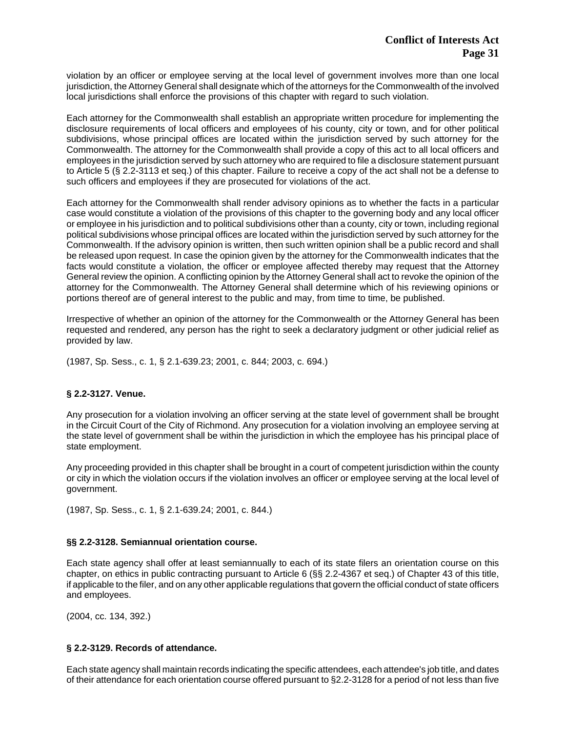violation by an officer or employee serving at the local level of government involves more than one local jurisdiction, the Attorney General shall designate which of the attorneys for the Commonwealth of the involved local jurisdictions shall enforce the provisions of this chapter with regard to such violation.

Each attorney for the Commonwealth shall establish an appropriate written procedure for implementing the disclosure requirements of local officers and employees of his county, city or town, and for other political subdivisions, whose principal offices are located within the jurisdiction served by such attorney for the Commonwealth. The attorney for the Commonwealth shall provide a copy of this act to all local officers and employees in the jurisdiction served by such attorney who are required to file a disclosure statement pursuant to Article 5 (§ 2.2-3113 et seq.) of this chapter. Failure to receive a copy of the act shall not be a defense to such officers and employees if they are prosecuted for violations of the act.

Each attorney for the Commonwealth shall render advisory opinions as to whether the facts in a particular case would constitute a violation of the provisions of this chapter to the governing body and any local officer or employee in his jurisdiction and to political subdivisions other than a county, city or town, including regional political subdivisions whose principal offices are located within the jurisdiction served by such attorney for the Commonwealth. If the advisory opinion is written, then such written opinion shall be a public record and shall be released upon request. In case the opinion given by the attorney for the Commonwealth indicates that the facts would constitute a violation, the officer or employee affected thereby may request that the Attorney General review the opinion. A conflicting opinion by the Attorney General shall act to revoke the opinion of the attorney for the Commonwealth. The Attorney General shall determine which of his reviewing opinions or portions thereof are of general interest to the public and may, from time to time, be published.

Irrespective of whether an opinion of the attorney for the Commonwealth or the Attorney General has been requested and rendered, any person has the right to seek a declaratory judgment or other judicial relief as provided by law.

(1987, Sp. Sess., c. 1, § 2.1-639.23; 2001, c. 844; 2003, c. 694.)

### § 2.2-3127. Venue.

Any prosecution for a violation involving an officer serving at the state level of government shall be brought in the Circuit Court of the City of Richmond. Any prosecution for a violation involving an employee serving at the state level of government shall be within the jurisdiction in which the employee has his principal place of state employment.

Any proceeding provided in this chapter shall be brought in a court of competent jurisdiction within the county or city in which the violation occurs if the violation involves an officer or employee serving at the local level of government.

(1987, Sp. Sess., c. 1, § 2.1-639.24; 2001, c. 844.)

### §§ 2.2-3128. Semiannual orientation course.

Each state agency shall offer at least semiannually to each of its state filers an orientation course on this chapter, on ethics in public contracting pursuant to Article 6 (§§ 2.2-4367 et seq.) of Chapter 43 of this title, if applicable to the filer, and on any other applicable regulations that govern the official conduct of state officers and employees.

(2004, cc. 134, 392.)

### § 2.2-3129. Records of attendance.

Each state agency shall maintain records indicating the specific attendees, each attendee's job title, and dates of their attendance for each orientation course offered pursuant to §2.2-3128 for a period of not less than five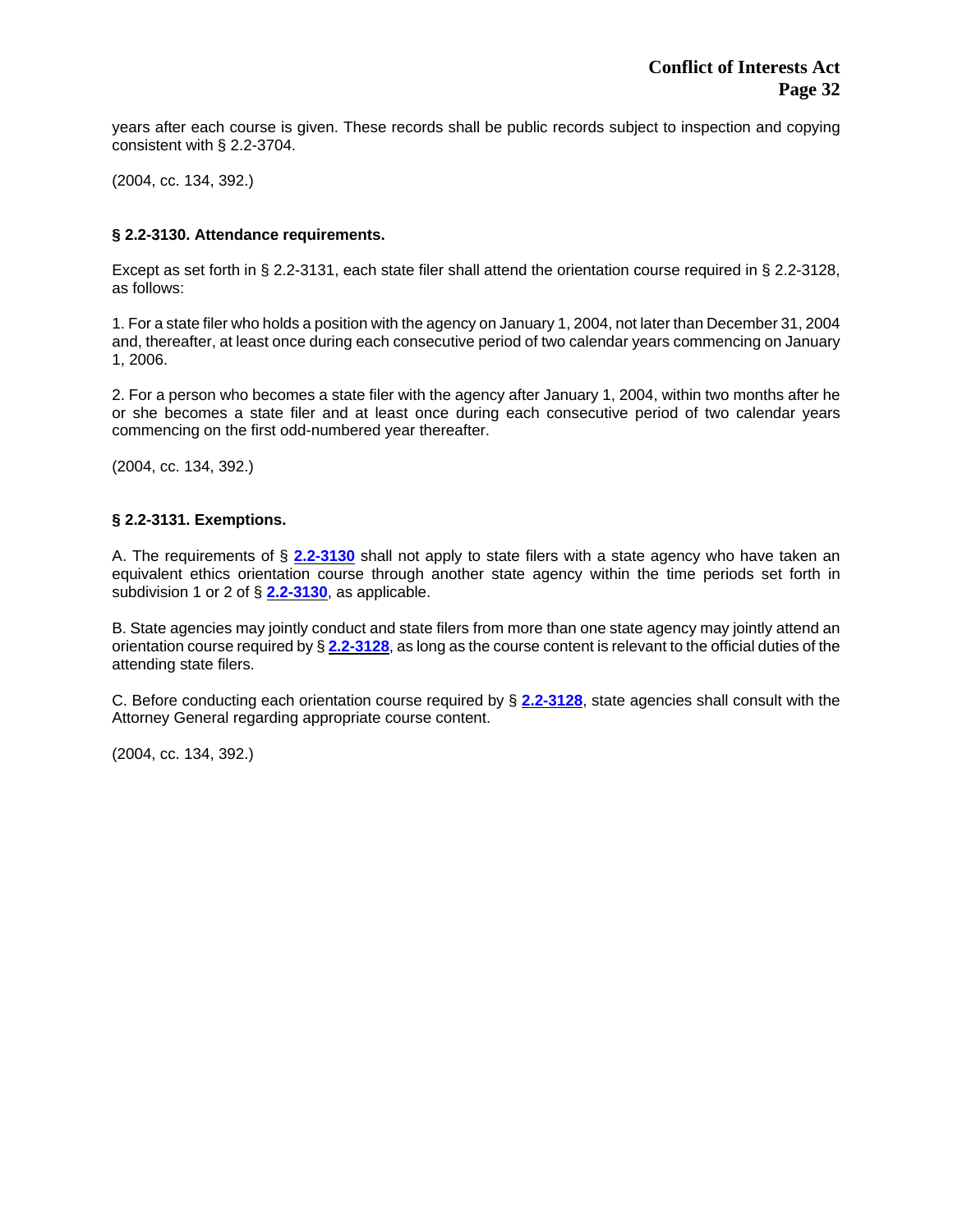years after each course is given. These records shall be public records subject to inspection and copying consistent with § 2.2-3704.

(2004, cc. 134, 392.)

**§ 2.2-3130. Attendance requirements.**

Except as set forth in § 2.2-3131, each state filer shall attend the orientation course required in § 2.2-3128, as follows:

1. For a state filer who holds a position with the agency on January 1, 2004, not later than December 31, 2004 and, thereafter, at least once during each consecutive period of two calendar years commencing on January 1, 2006.

2. For a person who becomes a state filer with the agency after January 1, 2004, within two months after he or she becomes a state filer and at least once during each consecutive period of two calendar years commencing on the first odd-numbered year thereafter.

(2004, cc. 134, 392.)

**§ 2.2-3131. Exemptions.**

A. The requirements of § **2.2-3130** shall not apply to state filers with a state agency who have taken an equivalent ethics orientation course through another state agency within the time periods set forth in subdivision 1 or 2 of § **2.2-3130**, as applicable.

B. State agencies may jointly conduct and state filers from more than one state agency may jointly attend an orientation course required by § **2.2-3128**, as long as the course content is relevant to the official duties of the attending state filers.

C. Before conducting each orientation course required by § **2.2-3128**, state agencies shall consult with the Attorney General regarding appropriate course content.

(2004, cc. 134, 392.)